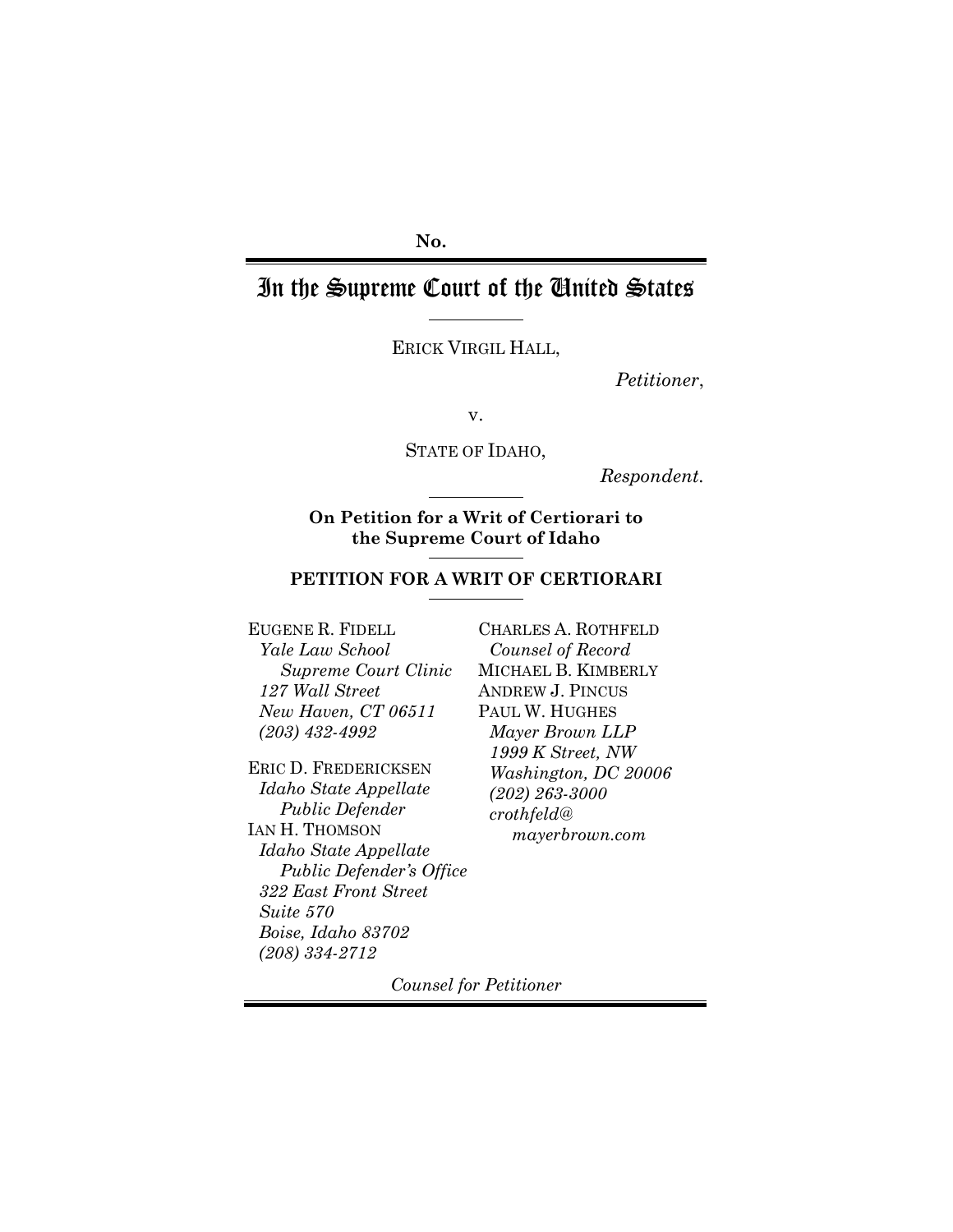No.

# In the Supreme Court of the United States

ERICK VIRGIL HALL,

*Petitioner*,

v.

STATE OF IDAHO,

*Respondent*.

**On Petition for a Writ of Certiorari to the Supreme Court of Idaho**

## PETITION FOR A WRIT OF CERTIORARI

EUGENE R. FIDELL
*Yale Law School Supreme Court Clinic*
*127 Wall Street*
*New Haven, CT 06511*
*(203) 432-4992*

ERIC D. FREDERICKSEN
*Idaho State Appellate Public Defender*
IAN H. THOMSON
*Idaho State Appellate Public Defender's Office*
*322 East Front Street*
*Suite 570*
*Boise, Idaho 83702*
*(208) 334-2712*

CHARLES A. ROTHFELD
*Counsel of Record*
MICHAEL B. KIMBERLY
ANDREW J. PINCUS
PAUL W. HUGHES
*Mayer Brown LLP*
*1999 K Street, NW*
*Washington, DC 20006*
*(202) 263-3000*
*crothfeld@mayerbrown.com*

*Counsel for Petitioner*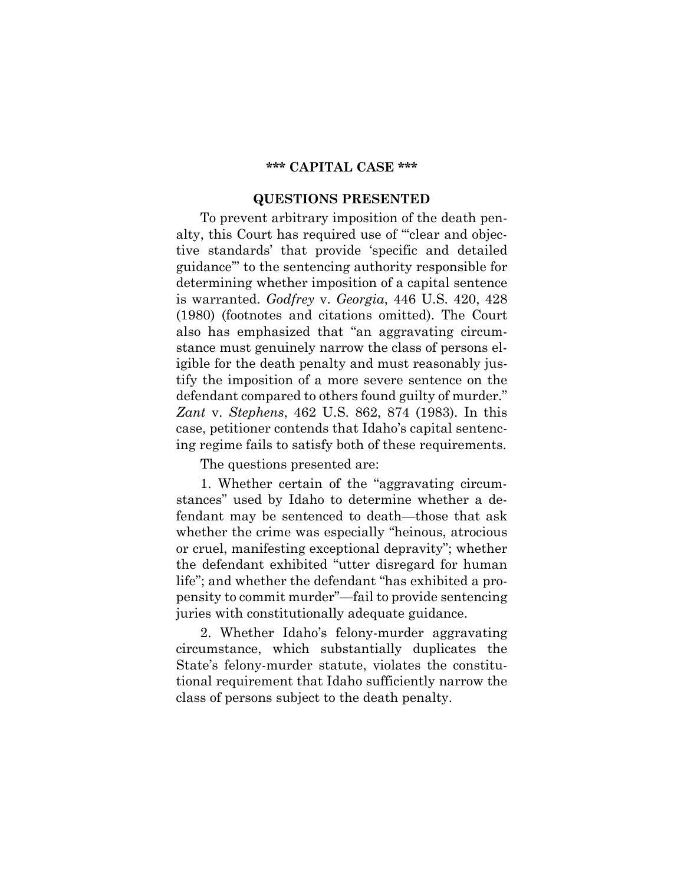**\*\*\* CAPITAL CASE \*\*\***

## QUESTIONS PRESENTED

To prevent arbitrary imposition of the death penalty, this Court has required use of "'clear and objective standards' that provide 'specific and detailed guidance'" to the sentencing authority responsible for determining whether imposition of a capital sentence is warranted. *Godfrey* v. *Georgia*, 446 U.S. 420, 428 (1980) (footnotes and citations omitted). The Court also has emphasized that "an aggravating circumstance must genuinely narrow the class of persons eligible for the death penalty and must reasonably justify the imposition of a more severe sentence on the defendant compared to others found guilty of murder." *Zant* v. *Stephens*, 462 U.S. 862, 874 (1983). In this case, petitioner contends that Idaho's capital sentencing regime fails to satisfy both of these requirements.

The questions presented are:

1. Whether certain of the "aggravating circumstances" used by Idaho to determine whether a defendant may be sentenced to death—those that ask whether the crime was especially "heinous, atrocious or cruel, manifesting exceptional depravity"; whether the defendant exhibited "utter disregard for human life"; and whether the defendant "has exhibited a propensity to commit murder"—fail to provide sentencing juries with constitutionally adequate guidance.

2. Whether Idaho's felony-murder aggravating circumstance, which substantially duplicates the State's felony-murder statute, violates the constitutional requirement that Idaho sufficiently narrow the class of persons subject to the death penalty.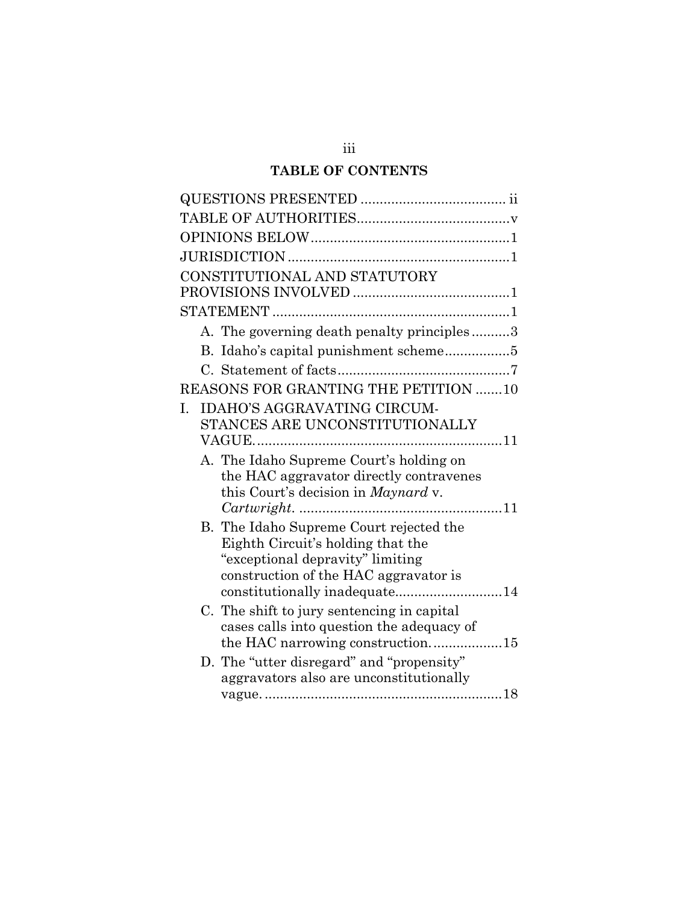## TABLE OF CONTENTS

QUESTIONS PRESENTED ..................................... ii

TABLE OF AUTHORITIES........................................v

OPINIONS BELOW....................................................1

JURISDICTION..........................................................1

CONSTITUTIONAL AND STATUTORY PROVISIONS INVOLVED.........................................1

STATEMENT..............................................................1

- A. The governing death penalty principles..........3
- B. Idaho's capital punishment scheme.................5
- C. Statement of facts.............................................7

REASONS FOR GRANTING THE PETITION .......10

I. IDAHO'S AGGRAVATING CIRCUMSTANCES ARE UNCONSTITUTIONALLY VAGUE.................................................................11

- A. The Idaho Supreme Court's holding on the HAC aggravator directly contravenes this Court's decision in *Maynard* v. *Cartwright*. .....................................................11
- B. The Idaho Supreme Court rejected the Eighth Circuit's holding that the "exceptional depravity" limiting construction of the HAC aggravator is constitutionally inadequate............................14
- C. The shift to jury sentencing in capital cases calls into question the adequacy of the HAC narrowing construction. ..................15
- D. The "utter disregard" and "propensity" aggravators also are unconstitutionally vague. ..............................................................18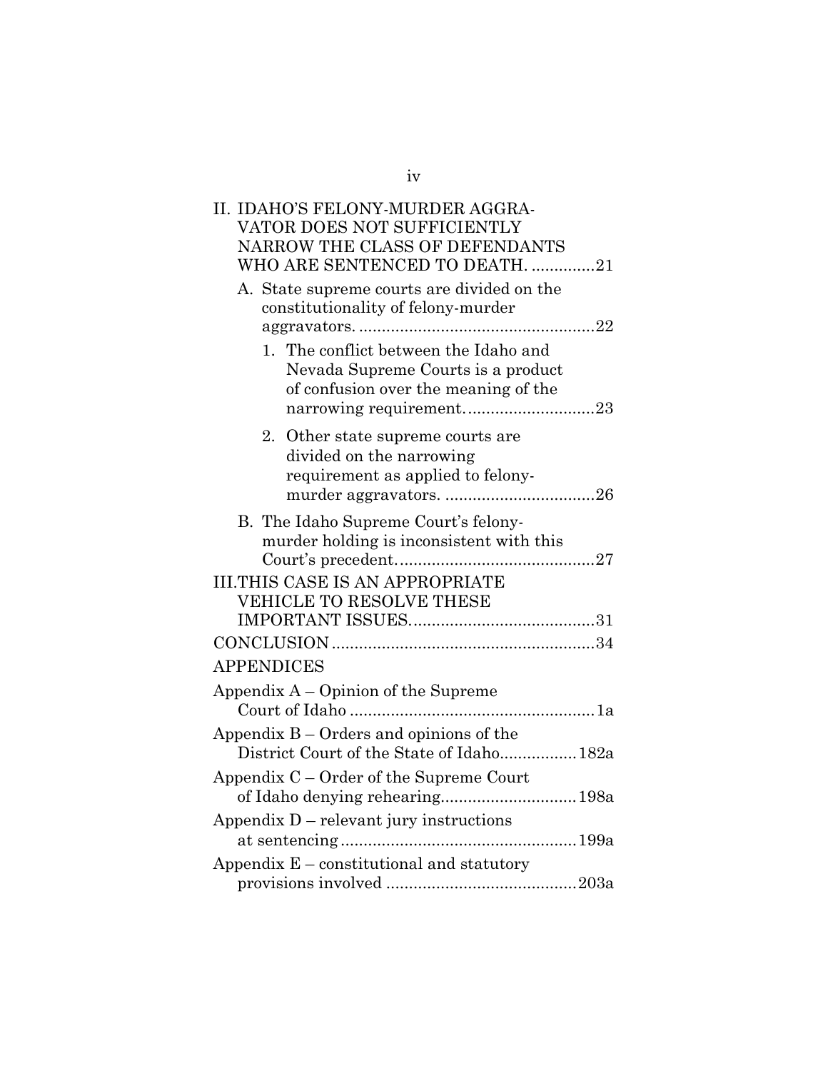II. IDAHO'S FELONY-MURDER AGGRAVATOR DOES NOT SUFFICIENTLY NARROW THE CLASS OF DEFENDANTS WHO ARE SENTENCED TO DEATH. ..............21

   A. State supreme courts are divided on the constitutionality of felony-murder aggravators. ....................................................22

      1. The conflict between the Idaho and Nevada Supreme Courts is a product of confusion over the meaning of the narrowing requirement. ............................23

      2. Other state supreme courts are divided on the narrowing requirement as applied to felony-murder aggravators. .................................26

   B. The Idaho Supreme Court's felony-murder holding is inconsistent with this Court's precedent. ...........................................27

III. THIS CASE IS AN APPROPRIATE VEHICLE TO RESOLVE THESE IMPORTANT ISSUES. .......................................31

CONCLUSION .........................................................34

APPENDICES

Appendix A – Opinion of the Supreme Court of Idaho .....................................................1a

Appendix B – Orders and opinions of the District Court of the State of Idaho................182a

Appendix C – Order of the Supreme Court of Idaho denying rehearing.............................198a

Appendix D – relevant jury instructions at sentencing ...................................................199a

Appendix E – constitutional and statutory provisions involved .........................................203a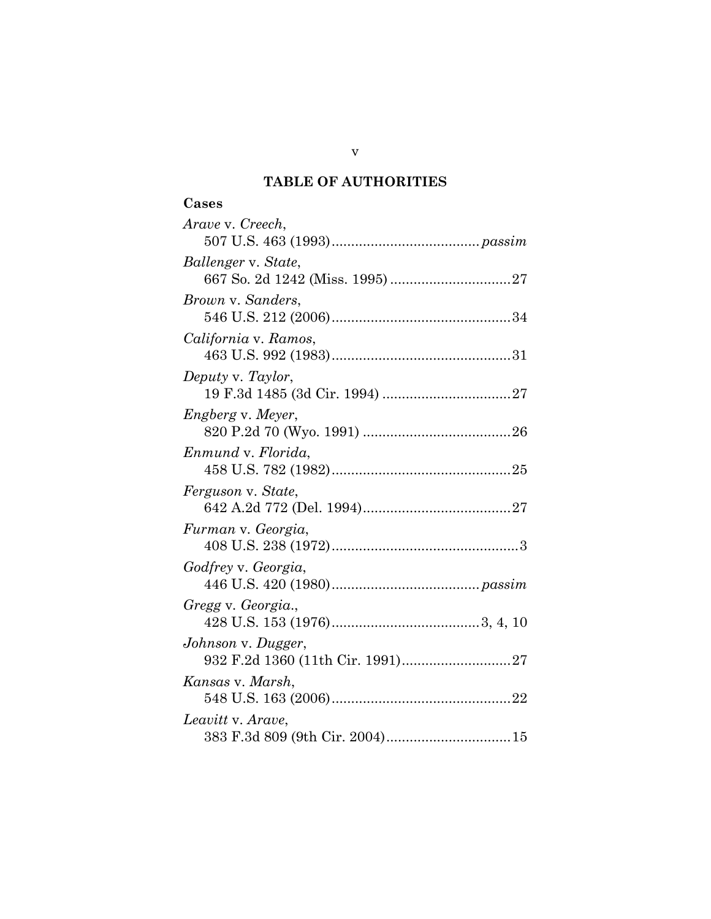## TABLE OF AUTHORITIES

### Cases

*Arave* v. *Creech*,
507 U.S. 463 (1993)....................................*passim*

*Ballenger* v. *State*,
667 So. 2d 1242 (Miss. 1995) ..............................27

*Brown* v. *Sanders*,
546 U.S. 212 (2006)...........................................34

*California* v. *Ramos*,
463 U.S. 992 (1983)...........................................31

*Deputy* v. *Taylor*,
19 F.3d 1485 (3d Cir. 1994) ...............................27

*Engberg* v. *Meyer*,
820 P.2d 70 (Wyo. 1991) ....................................26

*Enmund* v. *Florida*,
458 U.S. 782 (1982)...........................................25

*Ferguson* v. *State*,
642 A.2d 772 (Del. 1994)....................................27

*Furman* v. *Georgia*,
408 U.S. 238 (1972).............................................3

*Godfrey* v. *Georgia*,
446 U.S. 420 (1980)....................................*passim*

*Gregg* v. *Georgia*.,
428 U.S. 153 (1976)...................................3, 4, 10

*Johnson* v. *Dugger*,
932 F.2d 1360 (11th Cir. 1991)...........................27

*Kansas* v. *Marsh*,
548 U.S. 163 (2006)...........................................22

*Leavitt* v. *Arave*,
383 F.3d 809 (9th Cir. 2004)...............................15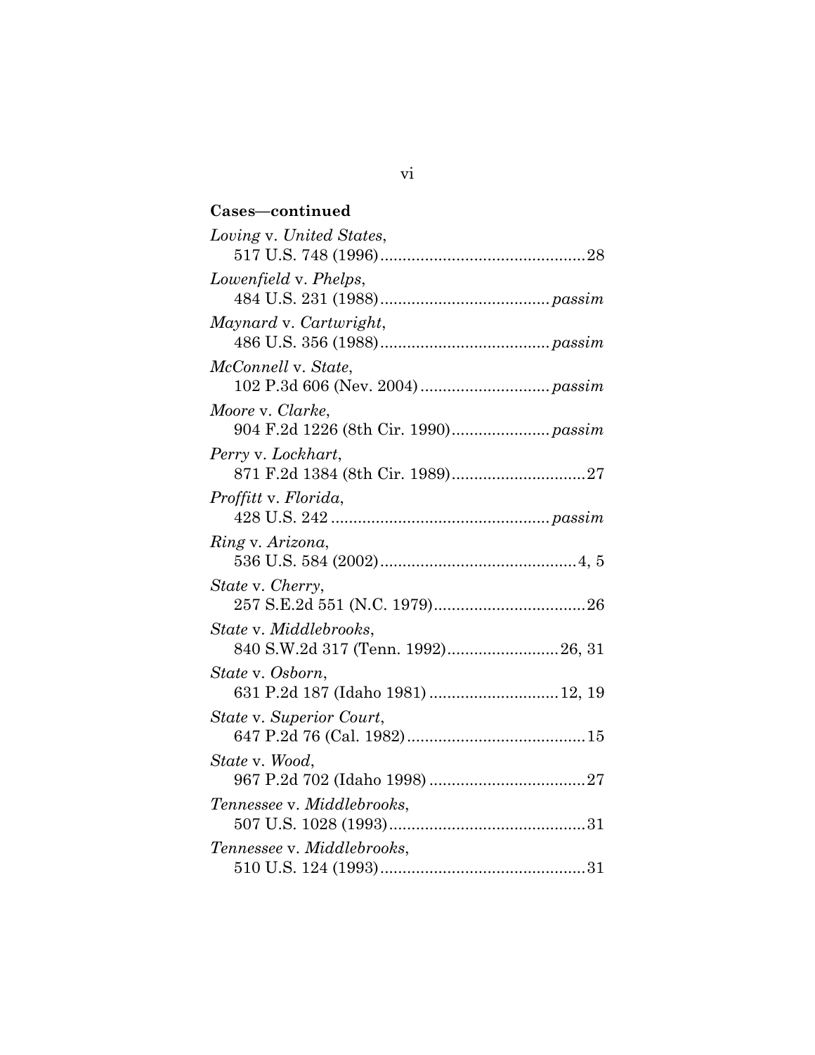**Cases—continued**

*Loving* v. *United States*,
517 U.S. 748 (1996)..............................................28

*Lowenfield* v. *Phelps*,
484 U.S. 231 (1988).....................................*passim*

*Maynard* v. *Cartwright*,
486 U.S. 356 (1988).....................................*passim*

*McConnell* v. *State*,
102 P.3d 606 (Nev. 2004)............................*passim*

*Moore* v. *Clarke*,
904 F.2d 1226 (8th Cir. 1990)......................*passim*

*Perry* v. *Lockhart*,
871 F.2d 1384 (8th Cir. 1989)..............................27

*Proffitt* v. *Florida*,
428 U.S. 242 ................................................*passim*

*Ring* v. *Arizona*,
536 U.S. 584 (2002)............................................4, 5

*State* v. *Cherry*,
257 S.E.2d 551 (N.C. 1979)..................................26

*State* v. *Middlebrooks*,
840 S.W.2d 317 (Tenn. 1992).........................26, 31

*State* v. *Osborn*,
631 P.2d 187 (Idaho 1981) ............................12, 19

*State* v. *Superior Court*,
647 P.2d 76 (Cal. 1982)........................................15

*State* v. *Wood*,
967 P.2d 702 (Idaho 1998) ...................................27

*Tennessee* v. *Middlebrooks*,
507 U.S. 1028 (1993)............................................31

*Tennessee* v. *Middlebrooks*,
510 U.S. 124 (1993)..............................................31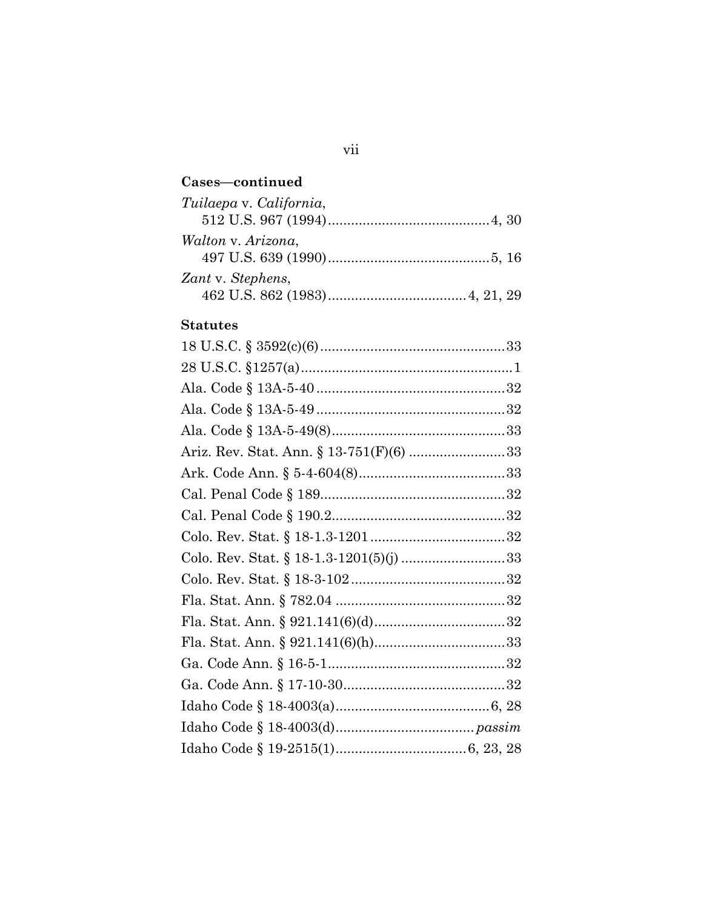**Cases—continued**

*Tuilaepa* v. *California*,
512 U.S. 967 (1994) .......................................... 4, 30

*Walton* v. *Arizona*,
497 U.S. 639 (1990) .......................................... 5, 16

*Zant* v. *Stephens*,
462 U.S. 862 (1983) .................................... 4, 21, 29

**Statutes**

18 U.S.C. § 3592(c)(6) ................................................ 33

28 U.S.C. §1257(a) ....................................................... 1

Ala. Code § 13A-5-40 ................................................. 32

Ala. Code § 13A-5-49 ................................................. 32

Ala. Code § 13A-5-49(8) ............................................. 33

Ariz. Rev. Stat. Ann. § 13-751(F)(6) ......................... 33

Ark. Code Ann. § 5-4-604(8) ...................................... 33

Cal. Penal Code § 189 ................................................ 32

Cal. Penal Code § 190.2 ............................................. 32

Colo. Rev. Stat. § 18-1.3-1201 ................................... 32

Colo. Rev. Stat. § 18-1.3-1201(5)(j) ........................... 33

Colo. Rev. Stat. § 18-3-102 ........................................ 32

Fla. Stat. Ann. § 782.04 ............................................ 32

Fla. Stat. Ann. § 921.141(6)(d) .................................. 32

Fla. Stat. Ann. § 921.141(6)(h) .................................. 33

Ga. Code Ann. § 16-5-1 .............................................. 32

Ga. Code Ann. § 17-10-30 .......................................... 32

Idaho Code § 18-4003(a) ........................................ 6, 28

Idaho Code § 18-4003(d) .................................... *passim*

Idaho Code § 19-2515(1) .................................. 6, 23, 28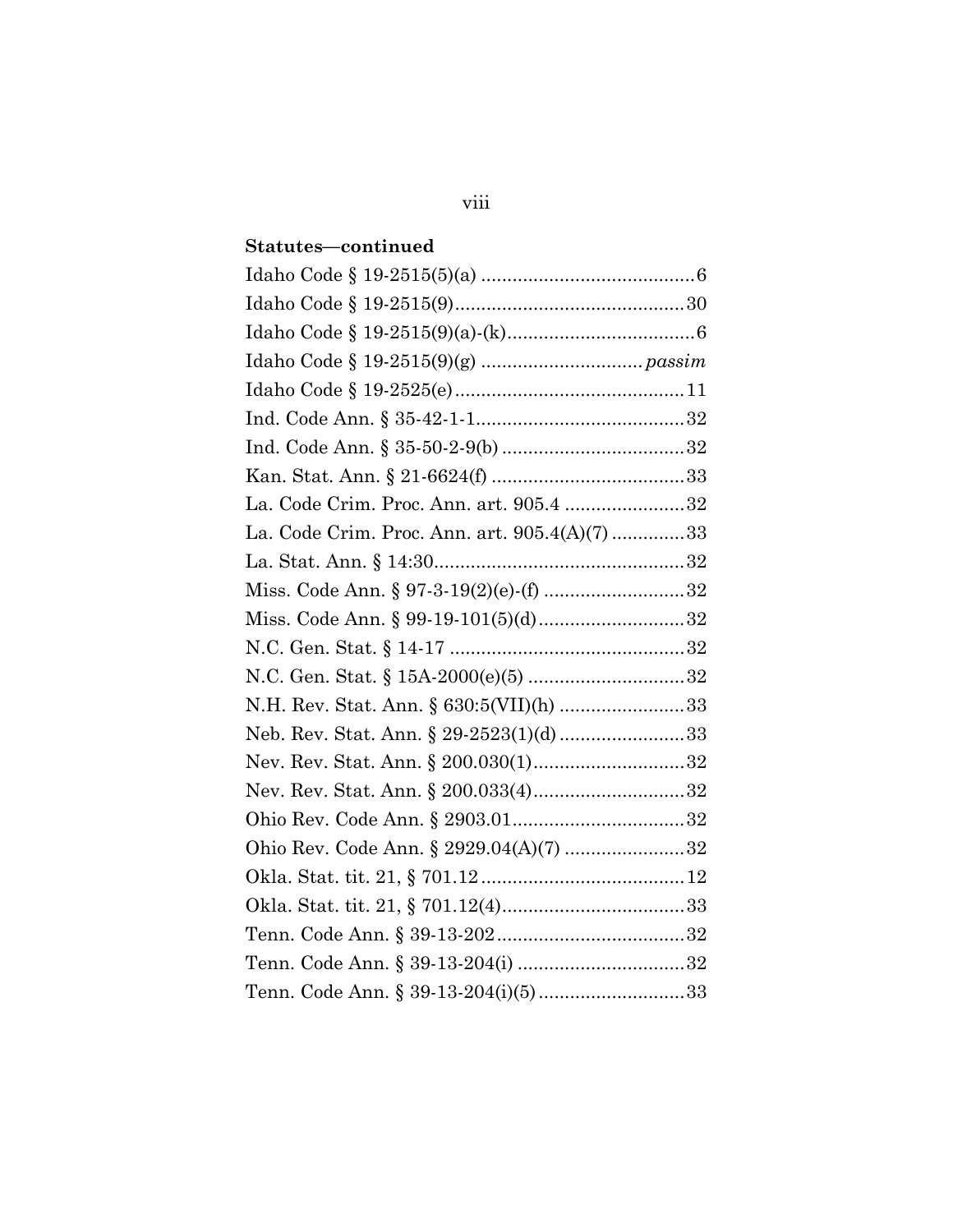**Statutes—continued**

Idaho Code § 19-2515(5)(a) ........................................6
Idaho Code § 19-2515(9)...........................................30
Idaho Code § 19-2515(9)(a)-(k)....................................6
Idaho Code § 19-2515(9)(g) .............................. *passim*
Idaho Code § 19-2525(e)...........................................11
Ind. Code Ann. § 35-42-1-1........................................32
Ind. Code Ann. § 35-50-2-9(b) ...................................32
Kan. Stat. Ann. § 21-6624(f) ....................................33
La. Code Crim. Proc. Ann. art. 905.4 ......................32
La. Code Crim. Proc. Ann. art. 905.4(A)(7) .............33
La. Stat. Ann. § 14:30................................................32
Miss. Code Ann. § 97-3-19(2)(e)-(f) ..........................32
Miss. Code Ann. § 99-19-101(5)(d)............................32
N.C. Gen. Stat. § 14-17 ............................................32
N.C. Gen. Stat. § 15A-2000(e)(5) ..............................32
N.H. Rev. Stat. Ann. § 630:5(VII)(h) ........................33
Neb. Rev. Stat. Ann. § 29-2523(1)(d) ........................33
Nev. Rev. Stat. Ann. § 200.030(1).............................32
Nev. Rev. Stat. Ann. § 200.033(4).............................32
Ohio Rev. Code Ann. § 2903.01.................................32
Ohio Rev. Code Ann. § 2929.04(A)(7) .......................32
Okla. Stat. tit. 21, § 701.12.......................................12
Okla. Stat. tit. 21, § 701.12(4)...................................33
Tenn. Code Ann. § 39-13-202....................................32
Tenn. Code Ann. § 39-13-204(i) ................................32
Tenn. Code Ann. § 39-13-204(i)(5)............................33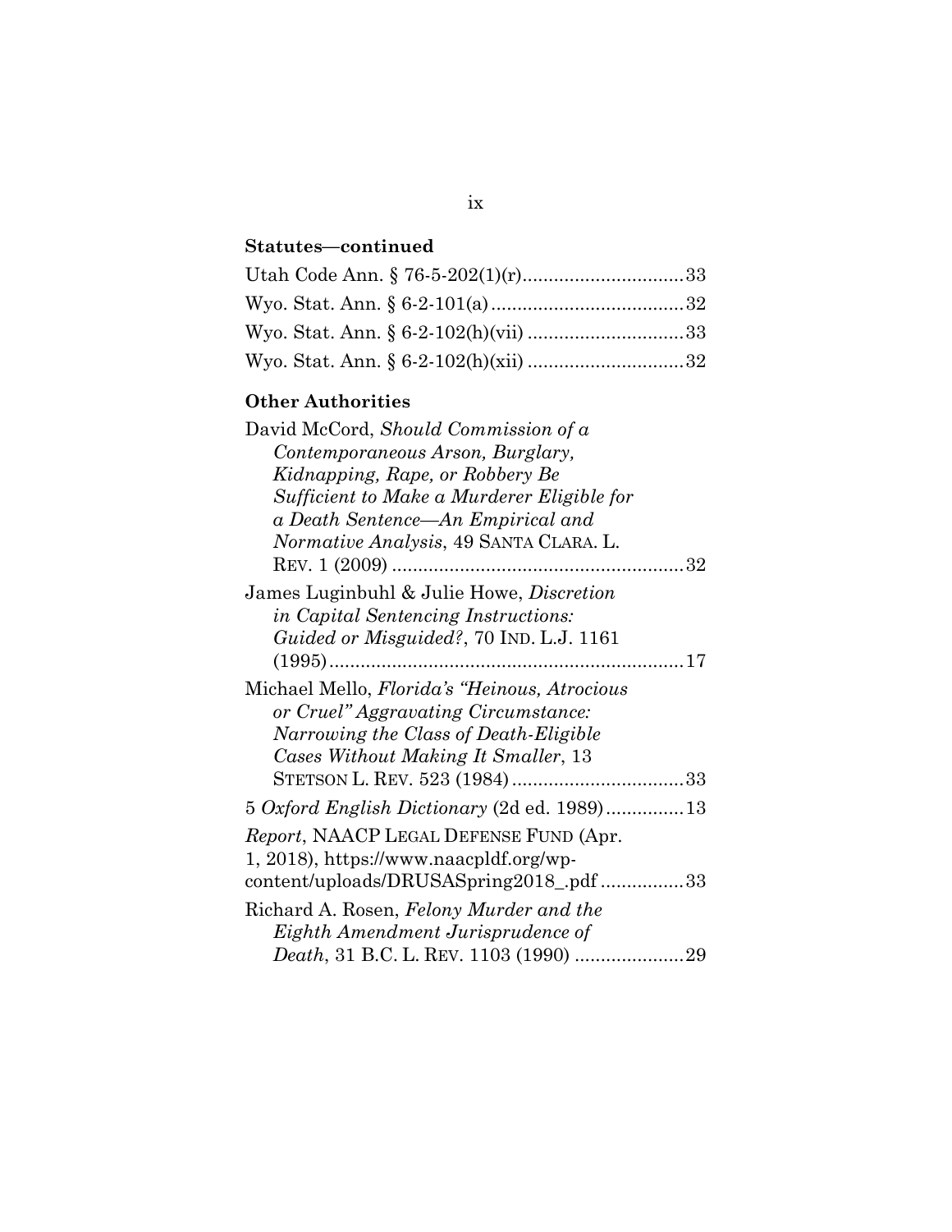**Statutes—continued**

Utah Code Ann. § 76-5-202(1)(r) ........................... 33
Wyo. Stat. Ann. § 6-2-101(a) ................................ 32
Wyo. Stat. Ann. § 6-2-102(h)(vii) .......................... 33
Wyo. Stat. Ann. § 6-2-102(h)(xii) .......................... 32

**Other Authorities**

David McCord, *Should Commission of a Contemporaneous Arson, Burglary, Kidnapping, Rape, or Robbery Be Sufficient to Make a Murderer Eligible for a Death Sentence—An Empirical and Normative Analysis*, 49 SANTA CLARA. L. REV. 1 (2009) ........................................................ 32

James Luginbuhl & Julie Howe, *Discretion in Capital Sentencing Instructions: Guided or Misguided?*, 70 IND. L.J. 1161 (1995) ................................................................. 17

Michael Mello, *Florida's "Heinous, Atrocious or Cruel" Aggravating Circumstance: Narrowing the Class of Death-Eligible Cases Without Making It Smaller*, 13 STETSON L. REV. 523 (1984) ................................ 33

5 *Oxford English Dictionary* (2d ed. 1989) ............... 13

*Report*, NAACP LEGAL DEFENSE FUND (Apr. 1, 2018), https://www.naacpldf.org/wp-content/uploads/DRUSASpring2018_.pdf ................ 33

Richard A. Rosen, *Felony Murder and the Eighth Amendment Jurisprudence of Death*, 31 B.C. L. REV. 1103 (1990) ..................... 29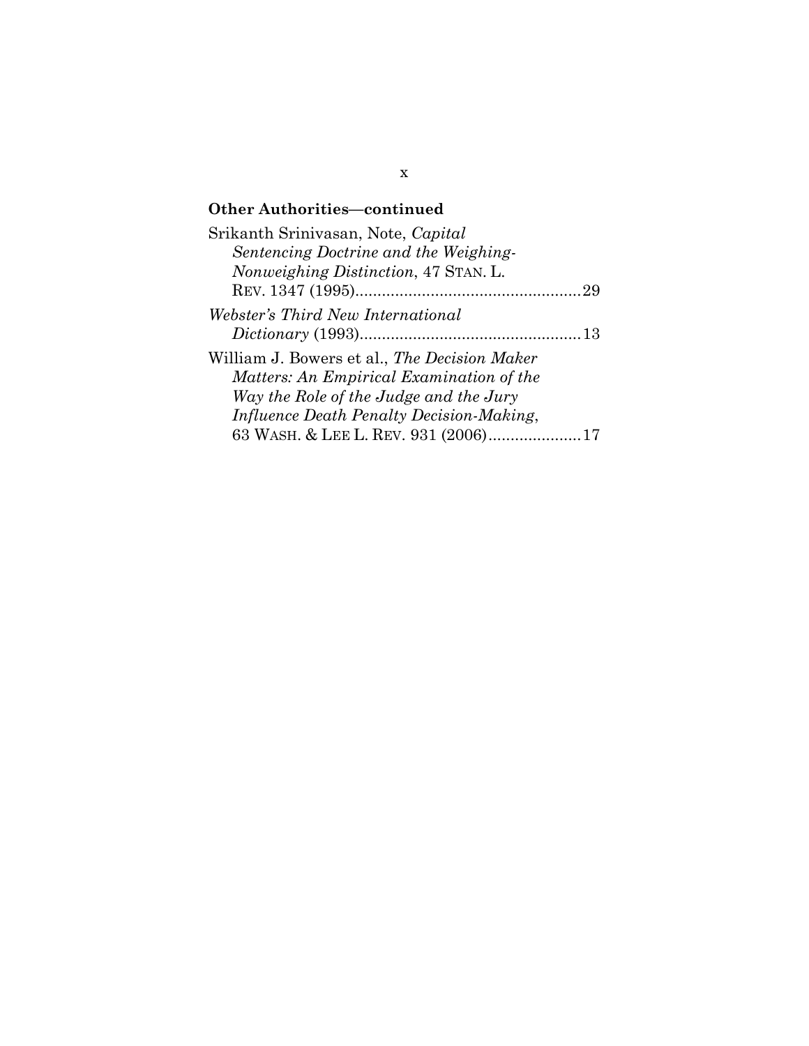**Other Authorities—continued**

Srikanth Srinivasan, Note, *Capital Sentencing Doctrine and the Weighing-Nonweighing Distinction*, 47 STAN. L. REV. 1347 (1995) .......... 29

*Webster's Third New International Dictionary* (1993) .......... 13

William J. Bowers et al., *The Decision Maker Matters: An Empirical Examination of the Way the Role of the Judge and the Jury Influence Death Penalty Decision-Making*, 63 WASH. & LEE L. REV. 931 (2006) .......... 17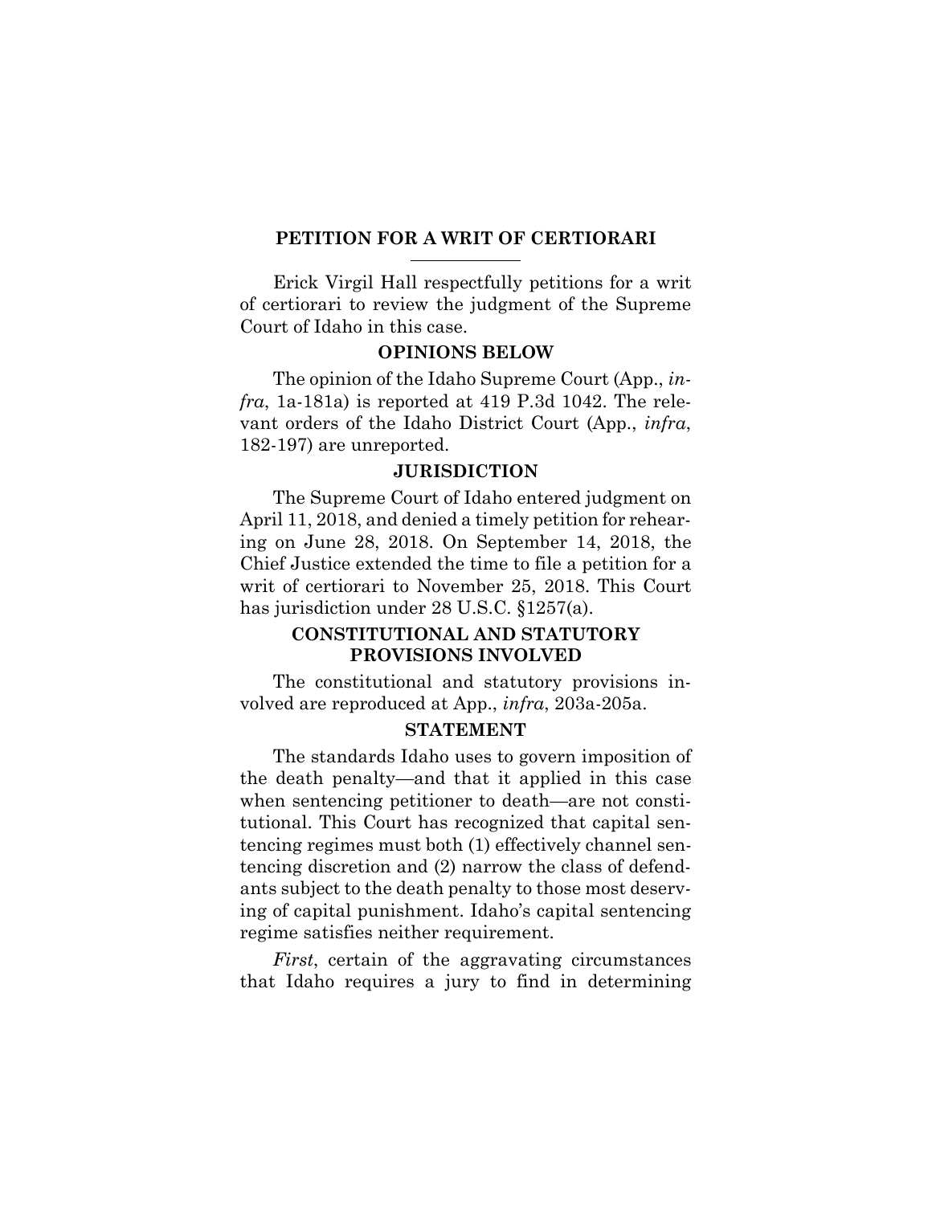## PETITION FOR A WRIT OF CERTIORARI

Erick Virgil Hall respectfully petitions for a writ of certiorari to review the judgment of the Supreme Court of Idaho in this case.

### OPINIONS BELOW

The opinion of the Idaho Supreme Court (App., *infra*, 1a-181a) is reported at 419 P.3d 1042. The relevant orders of the Idaho District Court (App., *infra*, 182-197) are unreported.

### JURISDICTION

The Supreme Court of Idaho entered judgment on April 11, 2018, and denied a timely petition for rehearing on June 28, 2018. On September 14, 2018, the Chief Justice extended the time to file a petition for a writ of certiorari to November 25, 2018. This Court has jurisdiction under 28 U.S.C. §1257(a).

### CONSTITUTIONAL AND STATUTORY PROVISIONS INVOLVED

The constitutional and statutory provisions involved are reproduced at App., *infra*, 203a-205a.

### STATEMENT

The standards Idaho uses to govern imposition of the death penalty—and that it applied in this case when sentencing petitioner to death—are not constitutional. This Court has recognized that capital sentencing regimes must both (1) effectively channel sentencing discretion and (2) narrow the class of defendants subject to the death penalty to those most deserving of capital punishment. Idaho's capital sentencing regime satisfies neither requirement.

*First*, certain of the aggravating circumstances that Idaho requires a jury to find in determining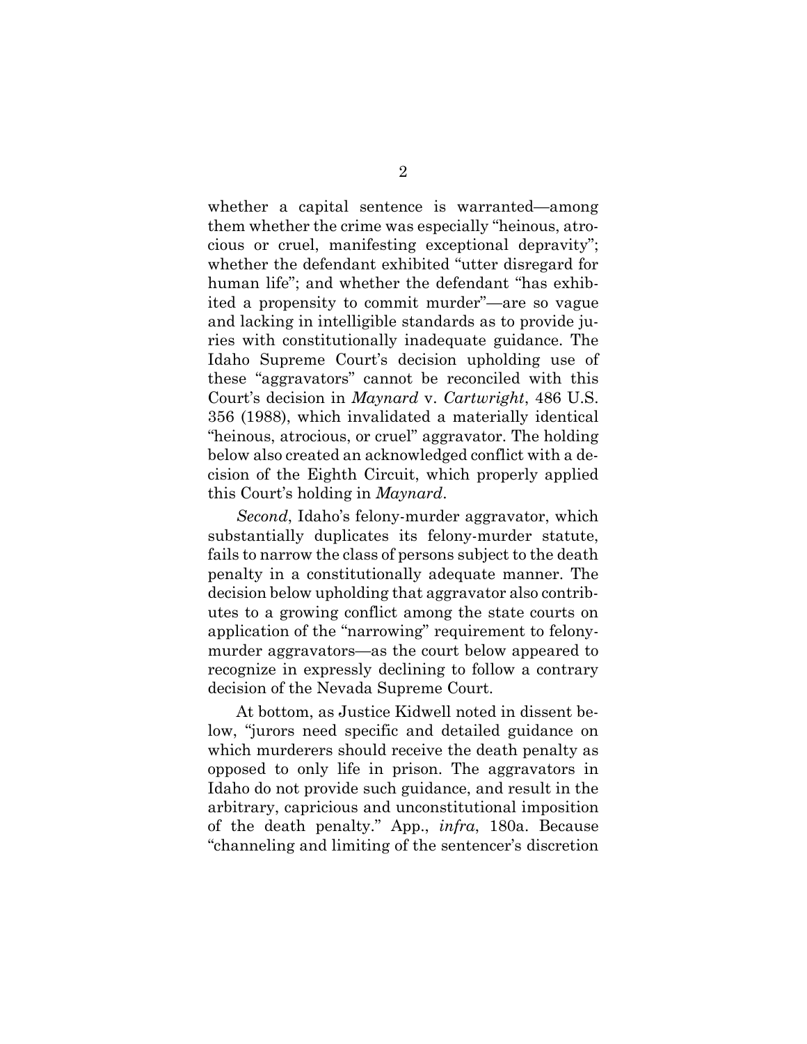whether a capital sentence is warranted—among them whether the crime was especially "heinous, atrocious or cruel, manifesting exceptional depravity"; whether the defendant exhibited "utter disregard for human life"; and whether the defendant "has exhibited a propensity to commit murder"—are so vague and lacking in intelligible standards as to provide juries with constitutionally inadequate guidance. The Idaho Supreme Court's decision upholding use of these "aggravators" cannot be reconciled with this Court's decision in *Maynard* v. *Cartwright*, 486 U.S. 356 (1988), which invalidated a materially identical "heinous, atrocious, or cruel" aggravator. The holding below also created an acknowledged conflict with a decision of the Eighth Circuit, which properly applied this Court's holding in *Maynard*.

*Second*, Idaho's felony-murder aggravator, which substantially duplicates its felony-murder statute, fails to narrow the class of persons subject to the death penalty in a constitutionally adequate manner. The decision below upholding that aggravator also contributes to a growing conflict among the state courts on application of the "narrowing" requirement to felony-murder aggravators—as the court below appeared to recognize in expressly declining to follow a contrary decision of the Nevada Supreme Court.

At bottom, as Justice Kidwell noted in dissent below, "jurors need specific and detailed guidance on which murderers should receive the death penalty as opposed to only life in prison. The aggravators in Idaho do not provide such guidance, and result in the arbitrary, capricious and unconstitutional imposition of the death penalty." App., *infra*, 180a. Because "channeling and limiting of the sentencer's discretion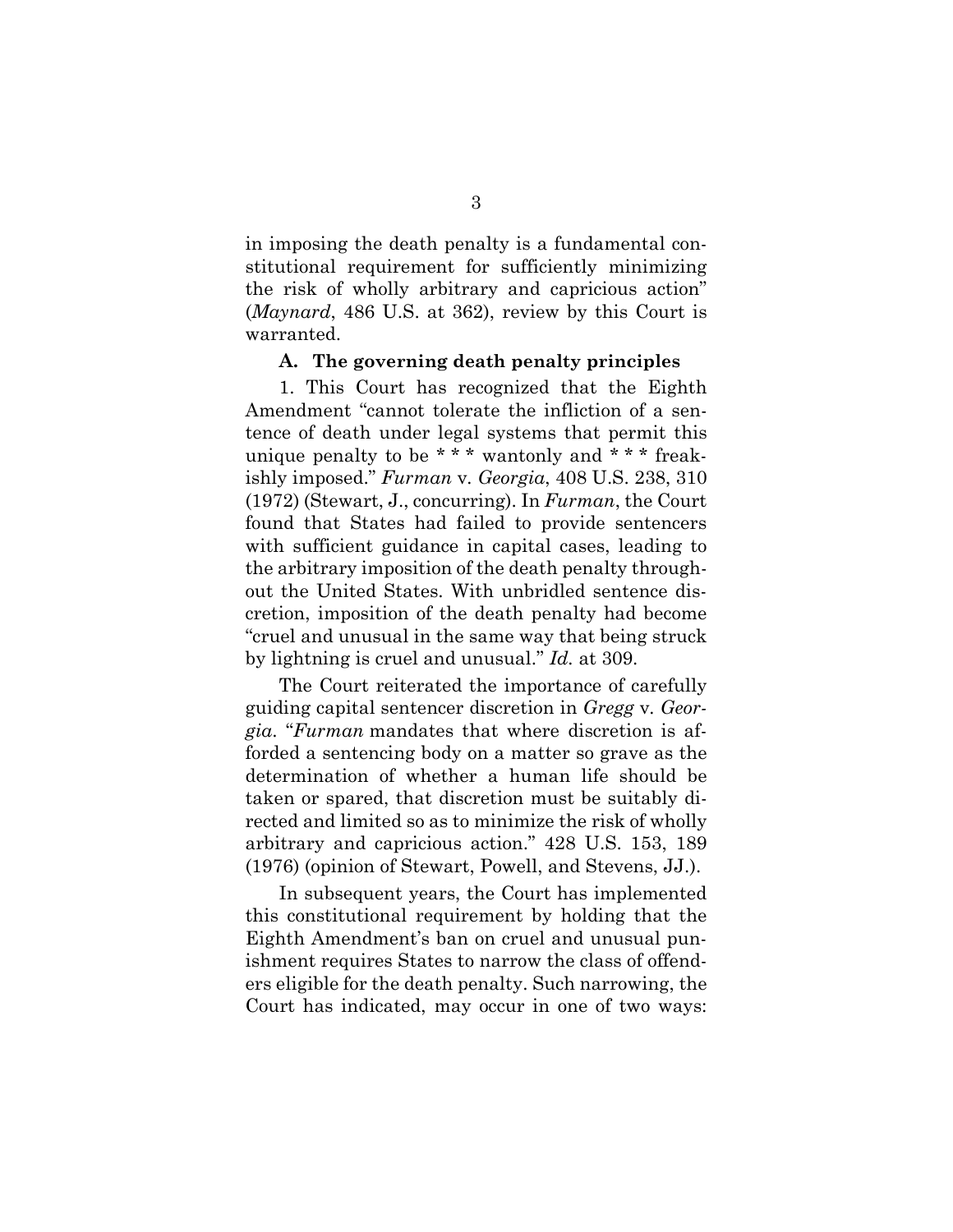in imposing the death penalty is a fundamental constitutional requirement for sufficiently minimizing the risk of wholly arbitrary and capricious action" (*Maynard*, 486 U.S. at 362), review by this Court is warranted.

### A. The governing death penalty principles

1. This Court has recognized that the Eighth Amendment "cannot tolerate the infliction of a sentence of death under legal systems that permit this unique penalty to be * * * wantonly and * * * freakishly imposed." *Furman* v. *Georgia*, 408 U.S. 238, 310 (1972) (Stewart, J., concurring). In *Furman*, the Court found that States had failed to provide sentencers with sufficient guidance in capital cases, leading to the arbitrary imposition of the death penalty throughout the United States. With unbridled sentence discretion, imposition of the death penalty had become "cruel and unusual in the same way that being struck by lightning is cruel and unusual." *Id.* at 309.

The Court reiterated the importance of carefully guiding capital sentencer discretion in *Gregg* v. *Georgia*. "*Furman* mandates that where discretion is afforded a sentencing body on a matter so grave as the determination of whether a human life should be taken or spared, that discretion must be suitably directed and limited so as to minimize the risk of wholly arbitrary and capricious action." 428 U.S. 153, 189 (1976) (opinion of Stewart, Powell, and Stevens, JJ.).

In subsequent years, the Court has implemented this constitutional requirement by holding that the Eighth Amendment's ban on cruel and unusual punishment requires States to narrow the class of offenders eligible for the death penalty. Such narrowing, the Court has indicated, may occur in one of two ways: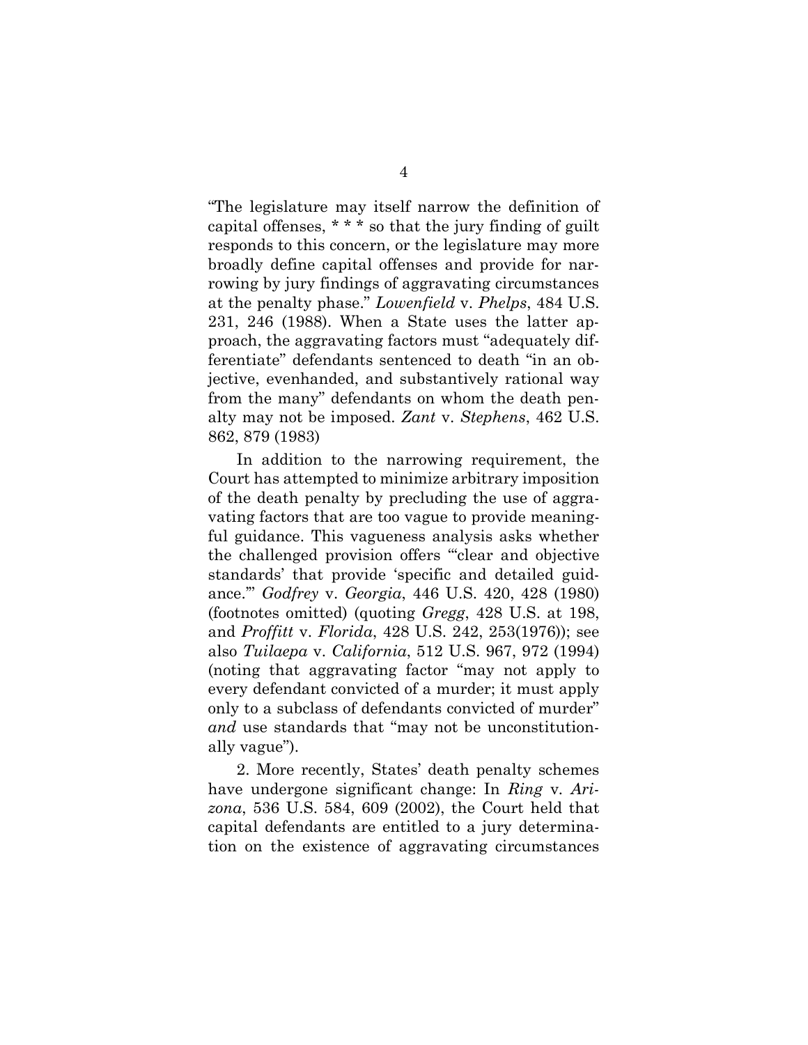"The legislature may itself narrow the definition of capital offenses, * * * so that the jury finding of guilt responds to this concern, or the legislature may more broadly define capital offenses and provide for narrowing by jury findings of aggravating circumstances at the penalty phase." *Lowenfield* v. *Phelps*, 484 U.S. 231, 246 (1988). When a State uses the latter approach, the aggravating factors must "adequately differentiate" defendants sentenced to death "in an objective, evenhanded, and substantively rational way from the many" defendants on whom the death penalty may not be imposed. *Zant* v. *Stephens*, 462 U.S. 862, 879 (1983)

In addition to the narrowing requirement, the Court has attempted to minimize arbitrary imposition of the death penalty by precluding the use of aggravating factors that are too vague to provide meaningful guidance. This vagueness analysis asks whether the challenged provision offers "'clear and objective standards' that provide 'specific and detailed guidance.'" *Godfrey* v. *Georgia*, 446 U.S. 420, 428 (1980) (footnotes omitted) (quoting *Gregg*, 428 U.S. at 198, and *Proffitt* v. *Florida*, 428 U.S. 242, 253(1976)); see also *Tuilaepa* v. *California*, 512 U.S. 967, 972 (1994) (noting that aggravating factor "may not apply to every defendant convicted of a murder; it must apply only to a subclass of defendants convicted of murder" *and* use standards that "may not be unconstitutionally vague").

2. More recently, States' death penalty schemes have undergone significant change: In *Ring* v. *Arizona*, 536 U.S. 584, 609 (2002), the Court held that capital defendants are entitled to a jury determination on the existence of aggravating circumstances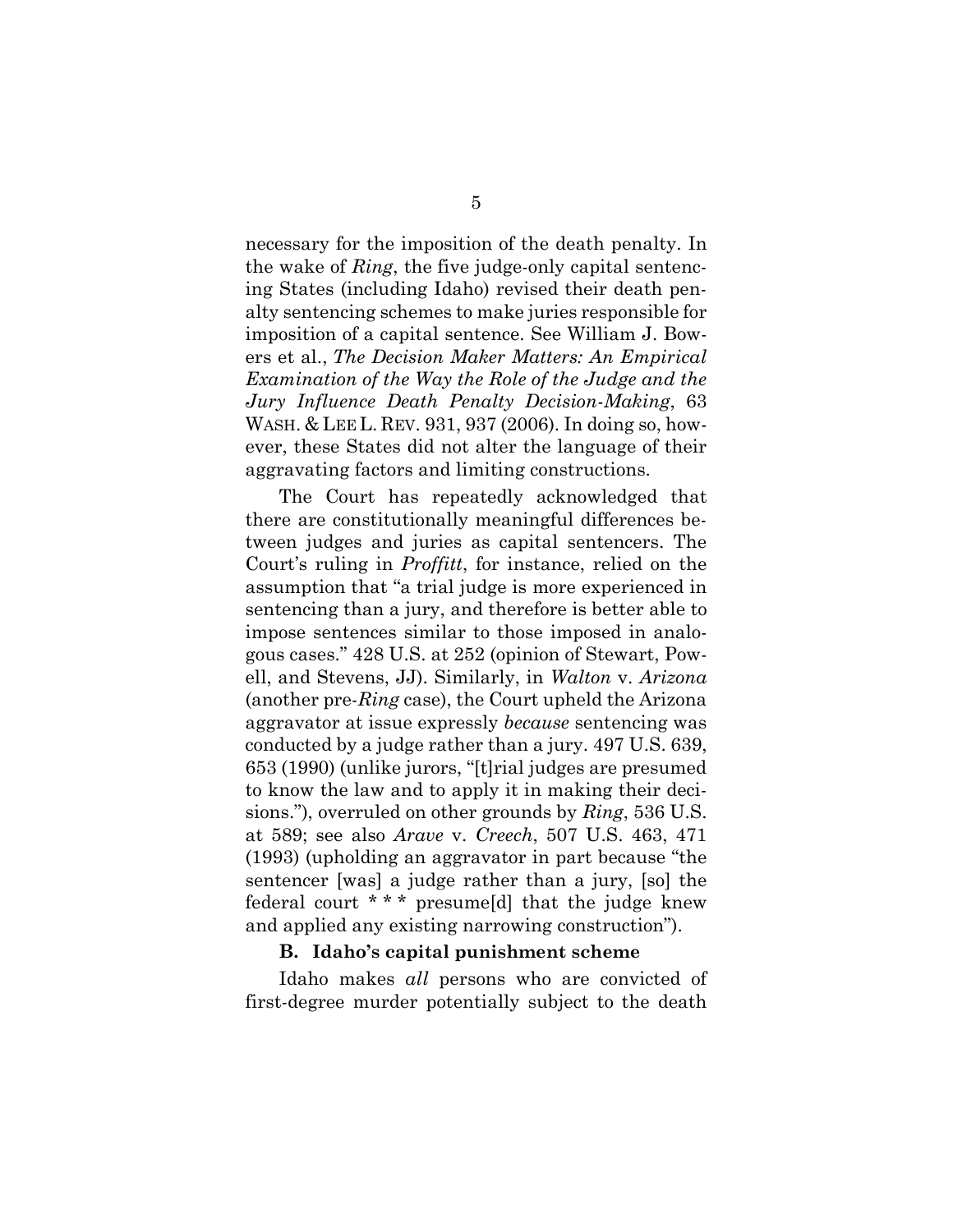necessary for the imposition of the death penalty. In the wake of *Ring*, the five judge-only capital sentencing States (including Idaho) revised their death penalty sentencing schemes to make juries responsible for imposition of a capital sentence. See William J. Bowers et al., *The Decision Maker Matters: An Empirical Examination of the Way the Role of the Judge and the Jury Influence Death Penalty Decision-Making*, 63 WASH. & LEE L. REV. 931, 937 (2006). In doing so, however, these States did not alter the language of their aggravating factors and limiting constructions.

The Court has repeatedly acknowledged that there are constitutionally meaningful differences between judges and juries as capital sentencers. The Court's ruling in *Proffitt*, for instance, relied on the assumption that "a trial judge is more experienced in sentencing than a jury, and therefore is better able to impose sentences similar to those imposed in analogous cases." 428 U.S. at 252 (opinion of Stewart, Powell, and Stevens, JJ). Similarly, in *Walton* v. *Arizona* (another pre-*Ring* case), the Court upheld the Arizona aggravator at issue expressly *because* sentencing was conducted by a judge rather than a jury. 497 U.S. 639, 653 (1990) (unlike jurors, "[t]rial judges are presumed to know the law and to apply it in making their decisions."), overruled on other grounds by *Ring*, 536 U.S. at 589; see also *Arave* v. *Creech*, 507 U.S. 463, 471 (1993) (upholding an aggravator in part because "the sentencer [was] a judge rather than a jury, [so] the federal court * * * presume[d] that the judge knew and applied any existing narrowing construction").

### B. Idaho's capital punishment scheme

Idaho makes *all* persons who are convicted of first-degree murder potentially subject to the death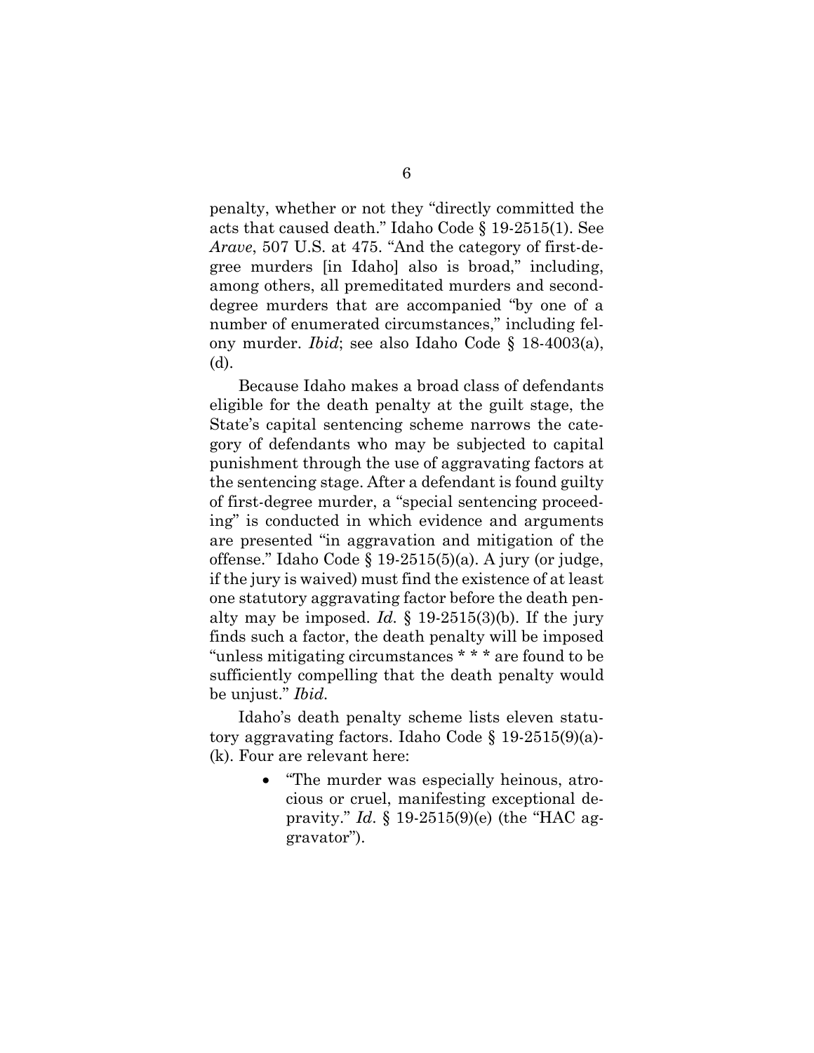penalty, whether or not they "directly committed the acts that caused death." Idaho Code § 19-2515(1). See *Arave*, 507 U.S. at 475. "And the category of first-degree murders [in Idaho] also is broad," including, among others, all premeditated murders and second-degree murders that are accompanied "by one of a number of enumerated circumstances," including felony murder. *Ibid*; see also Idaho Code § 18-4003(a), (d).

Because Idaho makes a broad class of defendants eligible for the death penalty at the guilt stage, the State's capital sentencing scheme narrows the category of defendants who may be subjected to capital punishment through the use of aggravating factors at the sentencing stage. After a defendant is found guilty of first-degree murder, a "special sentencing proceeding" is conducted in which evidence and arguments are presented "in aggravation and mitigation of the offense." Idaho Code § 19-2515(5)(a). A jury (or judge, if the jury is waived) must find the existence of at least one statutory aggravating factor before the death penalty may be imposed. *Id.* § 19-2515(3)(b). If the jury finds such a factor, the death penalty will be imposed "unless mitigating circumstances * * * are found to be sufficiently compelling that the death penalty would be unjust." *Ibid.*

Idaho's death penalty scheme lists eleven statutory aggravating factors. Idaho Code § 19-2515(9)(a)-(k). Four are relevant here:

- "The murder was especially heinous, atrocious or cruel, manifesting exceptional depravity." *Id.* § 19-2515(9)(e) (the "HAC aggravator").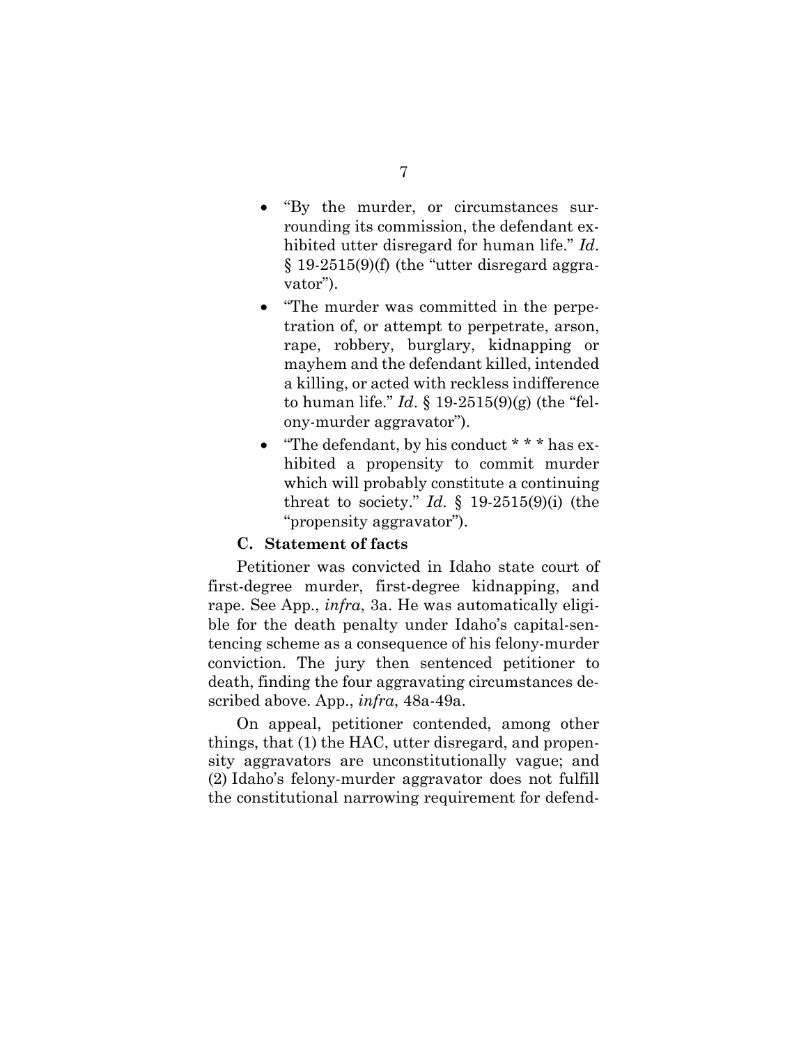- "By the murder, or circumstances surrounding its commission, the defendant exhibited utter disregard for human life." *Id*. § 19-2515(9)(f) (the "utter disregard aggravator").
- "The murder was committed in the perpetration of, or attempt to perpetrate, arson, rape, robbery, burglary, kidnapping or mayhem and the defendant killed, intended a killing, or acted with reckless indifference to human life." *Id*. § 19-2515(9)(g) (the "felony-murder aggravator").
- "The defendant, by his conduct * * * has exhibited a propensity to commit murder which will probably constitute a continuing threat to society." *Id*. § 19-2515(9)(i) (the "propensity aggravator").

### C. Statement of facts

Petitioner was convicted in Idaho state court of first-degree murder, first-degree kidnapping, and rape. See App., *infra*, 3a. He was automatically eligible for the death penalty under Idaho's capital-sentencing scheme as a consequence of his felony-murder conviction. The jury then sentenced petitioner to death, finding the four aggravating circumstances described above. App., *infra*, 48a-49a.

On appeal, petitioner contended, among other things, that (1) the HAC, utter disregard, and propensity aggravators are unconstitutionally vague; and (2) Idaho's felony-murder aggravator does not fulfill the constitutional narrowing requirement for defend-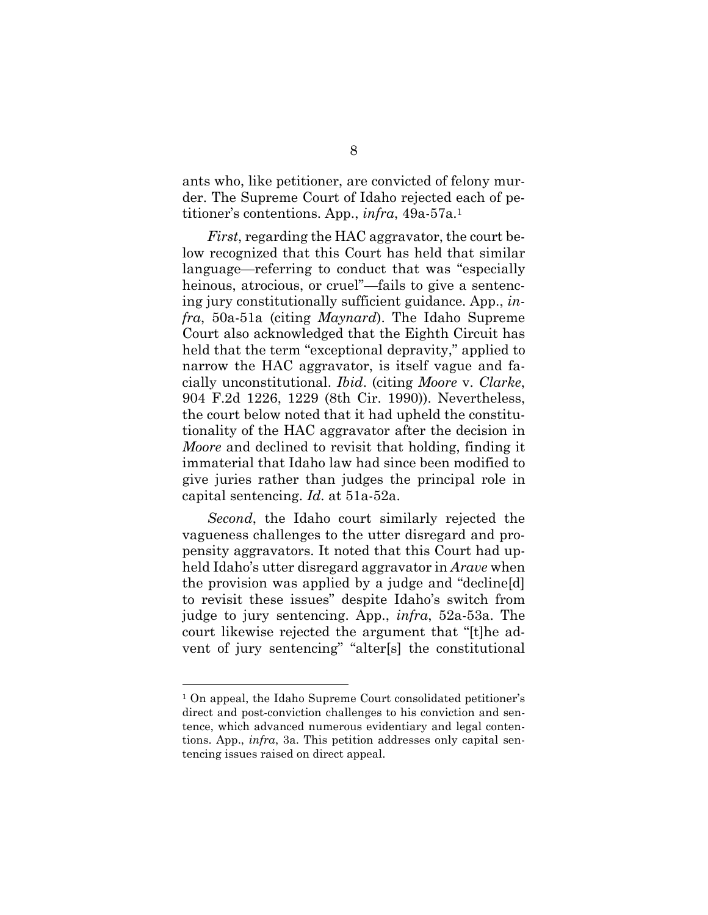ants who, like petitioner, are convicted of felony murder. The Supreme Court of Idaho rejected each of petitioner's contentions. App., *infra*, 49a-57a.[1]

*First*, regarding the HAC aggravator, the court below recognized that this Court has held that similar language—referring to conduct that was "especially heinous, atrocious, or cruel"—fails to give a sentencing jury constitutionally sufficient guidance. App., *infra*, 50a-51a (citing *Maynard*). The Idaho Supreme Court also acknowledged that the Eighth Circuit has held that the term "exceptional depravity," applied to narrow the HAC aggravator, is itself vague and facially unconstitutional. *Ibid*. (citing *Moore* v. *Clarke*, 904 F.2d 1226, 1229 (8th Cir. 1990)). Nevertheless, the court below noted that it had upheld the constitutionality of the HAC aggravator after the decision in *Moore* and declined to revisit that holding, finding it immaterial that Idaho law had since been modified to give juries rather than judges the principal role in capital sentencing. *Id*. at 51a-52a.

*Second*, the Idaho court similarly rejected the vagueness challenges to the utter disregard and propensity aggravators. It noted that this Court had upheld Idaho's utter disregard aggravator in *Arave* when the provision was applied by a judge and "decline[d] to revisit these issues" despite Idaho's switch from judge to jury sentencing. App., *infra*, 52a-53a. The court likewise rejected the argument that "[t]he advent of jury sentencing" "alter[s] the constitutional

---

[1] On appeal, the Idaho Supreme Court consolidated petitioner's direct and post-conviction challenges to his conviction and sentence, which advanced numerous evidentiary and legal contentions. App., *infra*, 3a. This petition addresses only capital sentencing issues raised on direct appeal.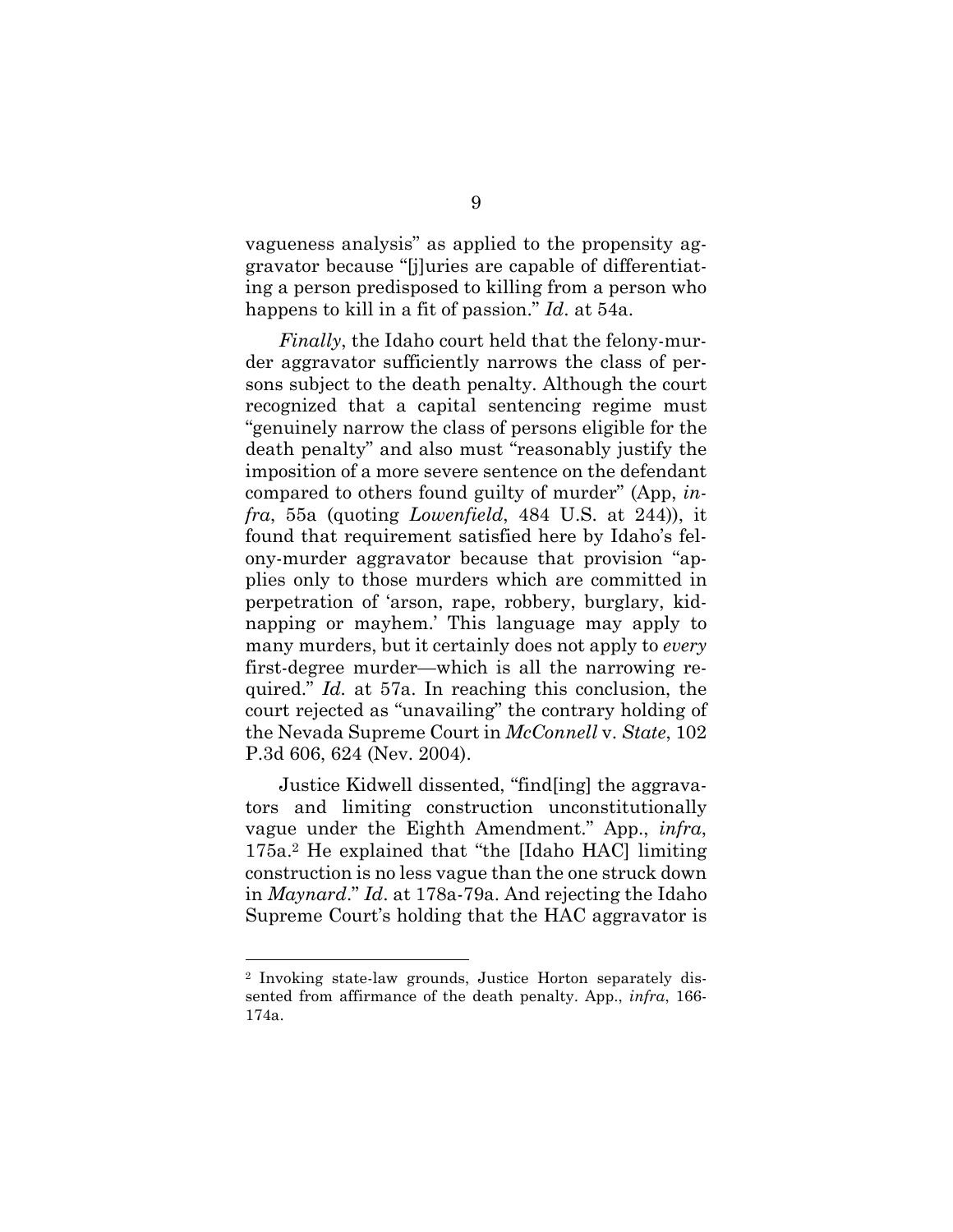vagueness analysis" as applied to the propensity aggravator because "[j]uries are capable of differentiating a person predisposed to killing from a person who happens to kill in a fit of passion." *Id*. at 54a.

*Finally*, the Idaho court held that the felony-murder aggravator sufficiently narrows the class of persons subject to the death penalty. Although the court recognized that a capital sentencing regime must "genuinely narrow the class of persons eligible for the death penalty" and also must "reasonably justify the imposition of a more severe sentence on the defendant compared to others found guilty of murder" (App, *infra*, 55a (quoting *Lowenfield*, 484 U.S. at 244)), it found that requirement satisfied here by Idaho's felony-murder aggravator because that provision "applies only to those murders which are committed in perpetration of 'arson, rape, robbery, burglary, kidnapping or mayhem.' This language may apply to many murders, but it certainly does not apply to *every* first-degree murder—which is all the narrowing required." *Id.* at 57a. In reaching this conclusion, the court rejected as "unavailing" the contrary holding of the Nevada Supreme Court in *McConnell* v. *State*, 102 P.3d 606, 624 (Nev. 2004).

Justice Kidwell dissented, "find[ing] the aggravators and limiting construction unconstitutionally vague under the Eighth Amendment." App., *infra*, 175a.[2] He explained that "the [Idaho HAC] limiting construction is no less vague than the one struck down in *Maynard*." *Id*. at 178a-79a. And rejecting the Idaho Supreme Court's holding that the HAC aggravator is

---

[2] Invoking state-law grounds, Justice Horton separately dissented from affirmance of the death penalty. App., *infra*, 166-174a.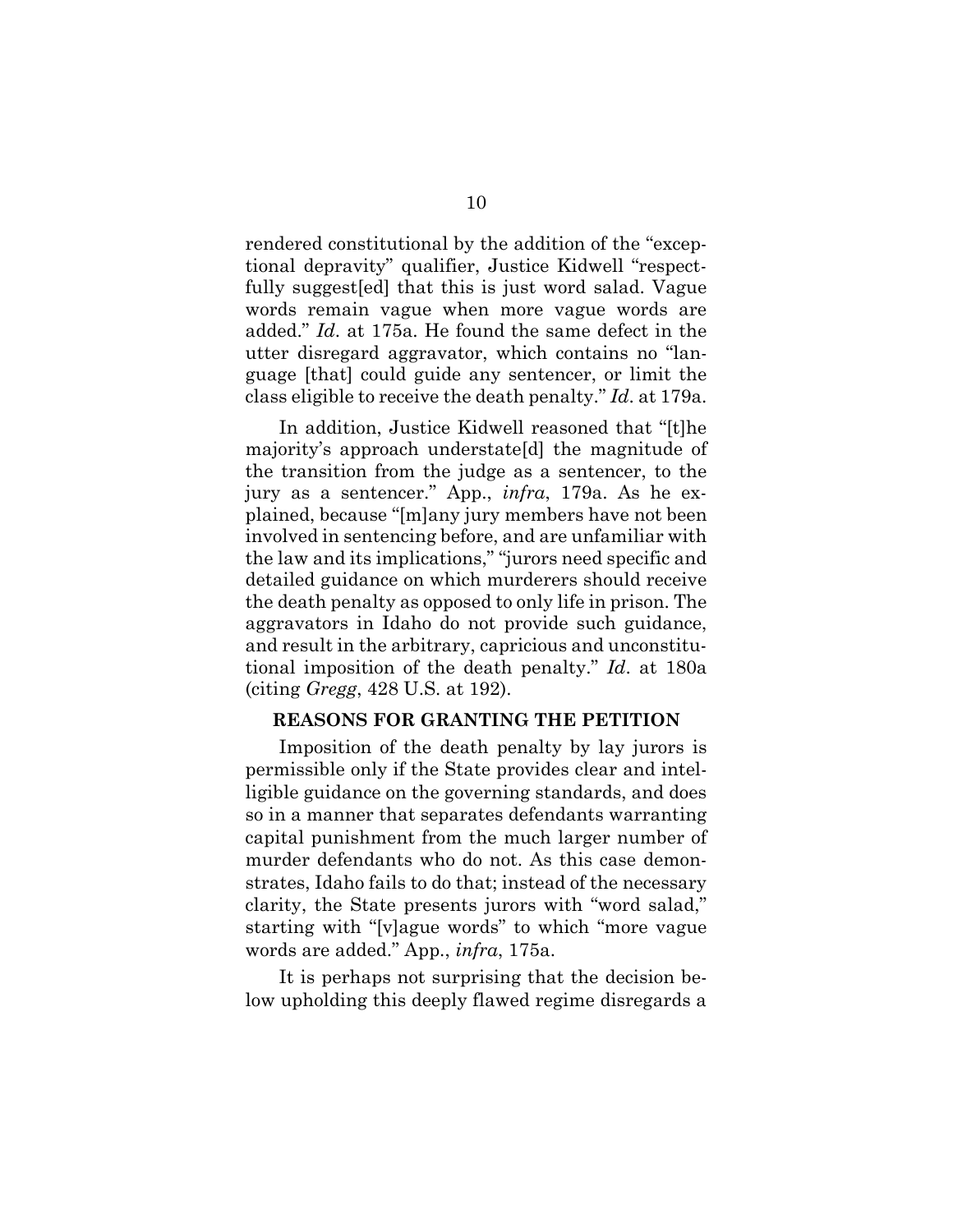rendered constitutional by the addition of the "exceptional depravity" qualifier, Justice Kidwell "respectfully suggest[ed] that this is just word salad. Vague words remain vague when more vague words are added." *Id*. at 175a. He found the same defect in the utter disregard aggravator, which contains no "language [that] could guide any sentencer, or limit the class eligible to receive the death penalty." *Id*. at 179a.

In addition, Justice Kidwell reasoned that "[t]he majority's approach understate[d] the magnitude of the transition from the judge as a sentencer, to the jury as a sentencer." App., *infra*, 179a. As he explained, because "[m]any jury members have not been involved in sentencing before, and are unfamiliar with the law and its implications," "jurors need specific and detailed guidance on which murderers should receive the death penalty as opposed to only life in prison. The aggravators in Idaho do not provide such guidance, and result in the arbitrary, capricious and unconstitutional imposition of the death penalty." *Id*. at 180a (citing *Gregg*, 428 U.S. at 192).

## REASONS FOR GRANTING THE PETITION

Imposition of the death penalty by lay jurors is permissible only if the State provides clear and intelligible guidance on the governing standards, and does so in a manner that separates defendants warranting capital punishment from the much larger number of murder defendants who do not. As this case demonstrates, Idaho fails to do that; instead of the necessary clarity, the State presents jurors with "word salad," starting with "[v]ague words" to which "more vague words are added." App., *infra*, 175a.

It is perhaps not surprising that the decision below upholding this deeply flawed regime disregards a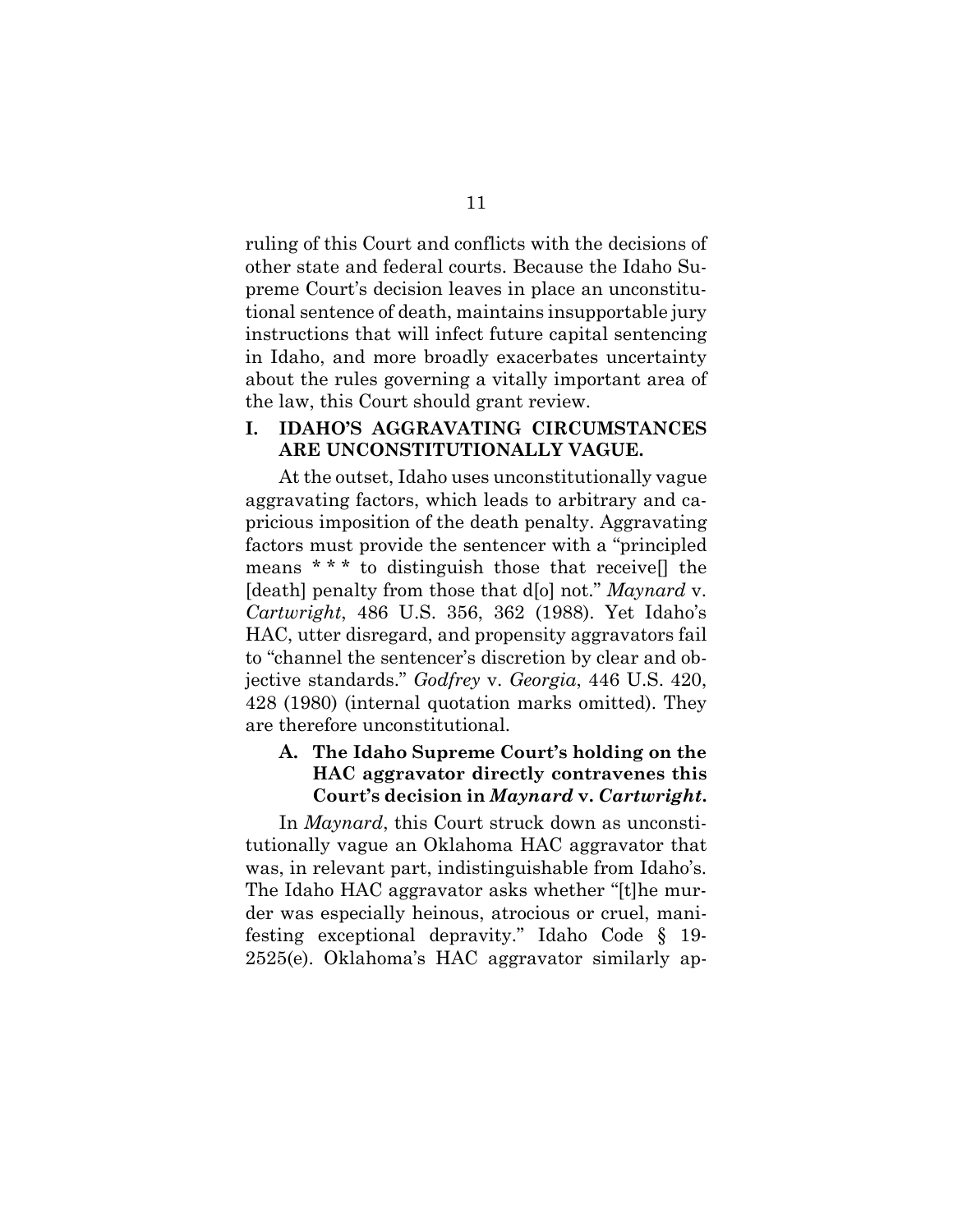ruling of this Court and conflicts with the decisions of other state and federal courts. Because the Idaho Supreme Court's decision leaves in place an unconstitutional sentence of death, maintains insupportable jury instructions that will infect future capital sentencing in Idaho, and more broadly exacerbates uncertainty about the rules governing a vitally important area of the law, this Court should grant review.

## I. IDAHO'S AGGRAVATING CIRCUMSTANCES ARE UNCONSTITUTIONALLY VAGUE.

At the outset, Idaho uses unconstitutionally vague aggravating factors, which leads to arbitrary and capricious imposition of the death penalty. Aggravating factors must provide the sentencer with a "principled means * * * to distinguish those that receive[] the [death] penalty from those that d[o] not." *Maynard* v. *Cartwright*, 486 U.S. 356, 362 (1988). Yet Idaho's HAC, utter disregard, and propensity aggravators fail to "channel the sentencer's discretion by clear and objective standards." *Godfrey* v. *Georgia*, 446 U.S. 420, 428 (1980) (internal quotation marks omitted). They are therefore unconstitutional.

### A. The Idaho Supreme Court's holding on the HAC aggravator directly contravenes this Court's decision in *Maynard* v. *Cartwright*.

In *Maynard*, this Court struck down as unconstitutionally vague an Oklahoma HAC aggravator that was, in relevant part, indistinguishable from Idaho's. The Idaho HAC aggravator asks whether "[t]he murder was especially heinous, atrocious or cruel, manifesting exceptional depravity." Idaho Code § 19-2525(e). Oklahoma's HAC aggravator similarly ap-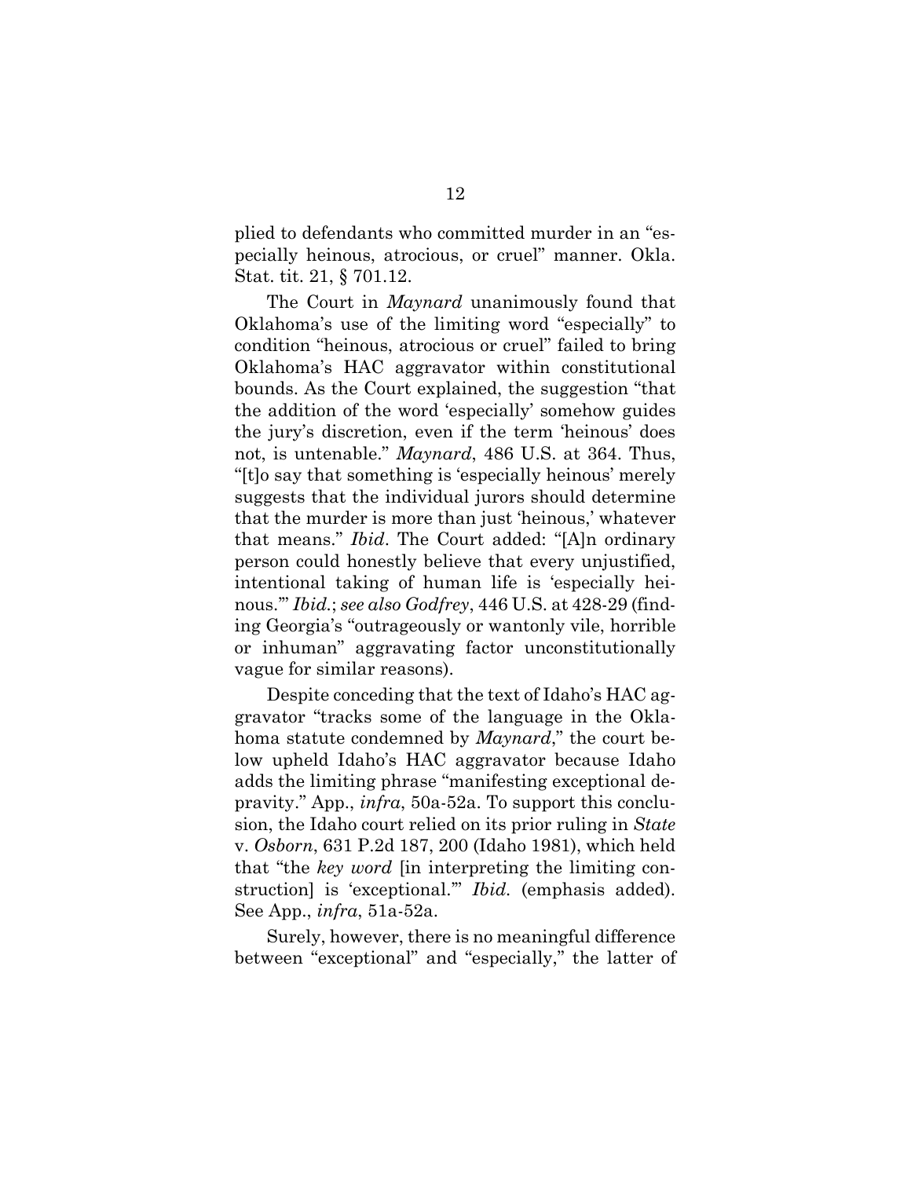plied to defendants who committed murder in an "especially heinous, atrocious, or cruel" manner. Okla. Stat. tit. 21, § 701.12.

The Court in *Maynard* unanimously found that Oklahoma's use of the limiting word "especially" to condition "heinous, atrocious or cruel" failed to bring Oklahoma's HAC aggravator within constitutional bounds. As the Court explained, the suggestion "that the addition of the word 'especially' somehow guides the jury's discretion, even if the term 'heinous' does not, is untenable." *Maynard*, 486 U.S. at 364. Thus, "[t]o say that something is 'especially heinous' merely suggests that the individual jurors should determine that the murder is more than just 'heinous,' whatever that means." *Ibid*. The Court added: "[A]n ordinary person could honestly believe that every unjustified, intentional taking of human life is 'especially heinous.'" *Ibid*.; *see also Godfrey*, 446 U.S. at 428-29 (finding Georgia's "outrageously or wantonly vile, horrible or inhuman" aggravating factor unconstitutionally vague for similar reasons).

Despite conceding that the text of Idaho's HAC aggravator "tracks some of the language in the Oklahoma statute condemned by *Maynard*," the court below upheld Idaho's HAC aggravator because Idaho adds the limiting phrase "manifesting exceptional depravity." App., *infra*, 50a-52a. To support this conclusion, the Idaho court relied on its prior ruling in *State* v. *Osborn*, 631 P.2d 187, 200 (Idaho 1981), which held that "the *key word* [in interpreting the limiting construction] is 'exceptional.'" *Ibid*. (emphasis added). See App., *infra*, 51a-52a.

Surely, however, there is no meaningful difference between "exceptional" and "especially," the latter of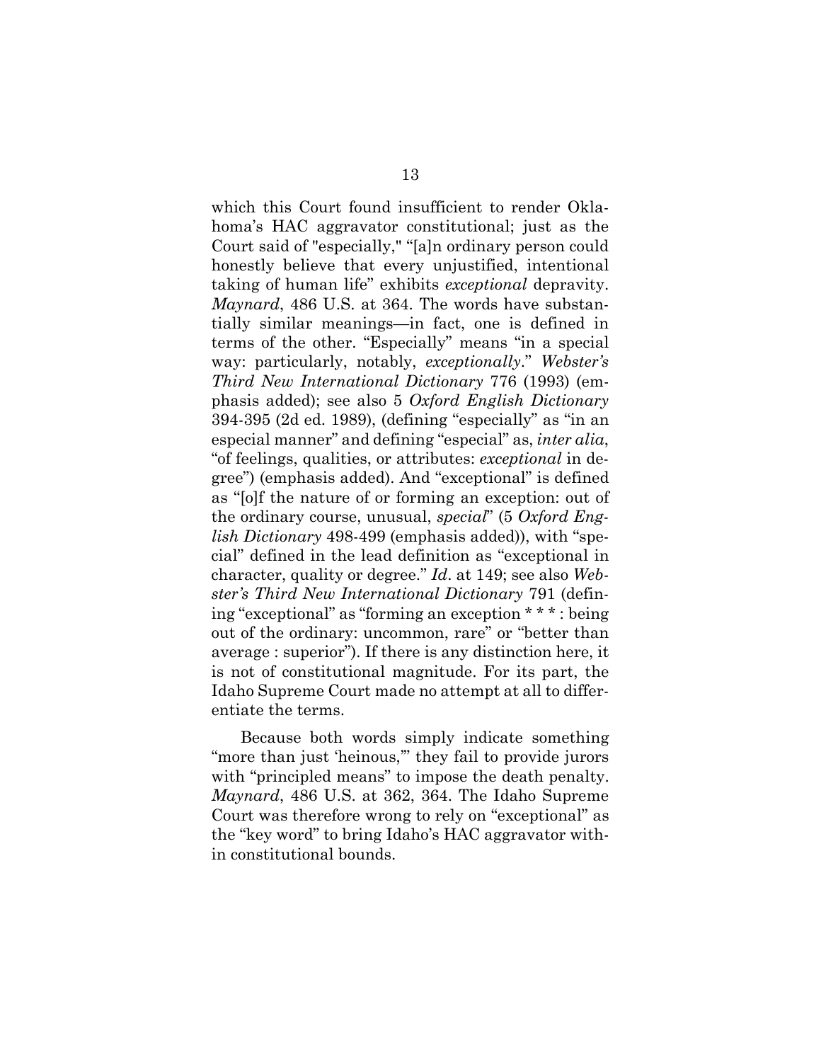which this Court found insufficient to render Oklahoma's HAC aggravator constitutional; just as the Court said of "especially," "[a]n ordinary person could honestly believe that every unjustified, intentional taking of human life" exhibits *exceptional* depravity. *Maynard*, 486 U.S. at 364. The words have substantially similar meanings—in fact, one is defined in terms of the other. "Especially" means "in a special way: particularly, notably, *exceptionally*." *Webster's Third New International Dictionary* 776 (1993) (emphasis added); see also 5 *Oxford English Dictionary* 394-395 (2d ed. 1989), (defining "especially" as "in an especial manner" and defining "especial" as, *inter alia*, "of feelings, qualities, or attributes: *exceptional* in degree") (emphasis added). And "exceptional" is defined as "[o]f the nature of or forming an exception: out of the ordinary course, unusual, *special*" (5 *Oxford English Dictionary* 498-499 (emphasis added)), with "special" defined in the lead definition as "exceptional in character, quality or degree." *Id*. at 149; see also *Webster's Third New International Dictionary* 791 (defining "exceptional" as "forming an exception * * * : being out of the ordinary: uncommon, rare" or "better than average : superior"). If there is any distinction here, it is not of constitutional magnitude. For its part, the Idaho Supreme Court made no attempt at all to differentiate the terms.

Because both words simply indicate something "more than just 'heinous,'" they fail to provide jurors with "principled means" to impose the death penalty. *Maynard*, 486 U.S. at 362, 364. The Idaho Supreme Court was therefore wrong to rely on "exceptional" as the "key word" to bring Idaho's HAC aggravator within constitutional bounds.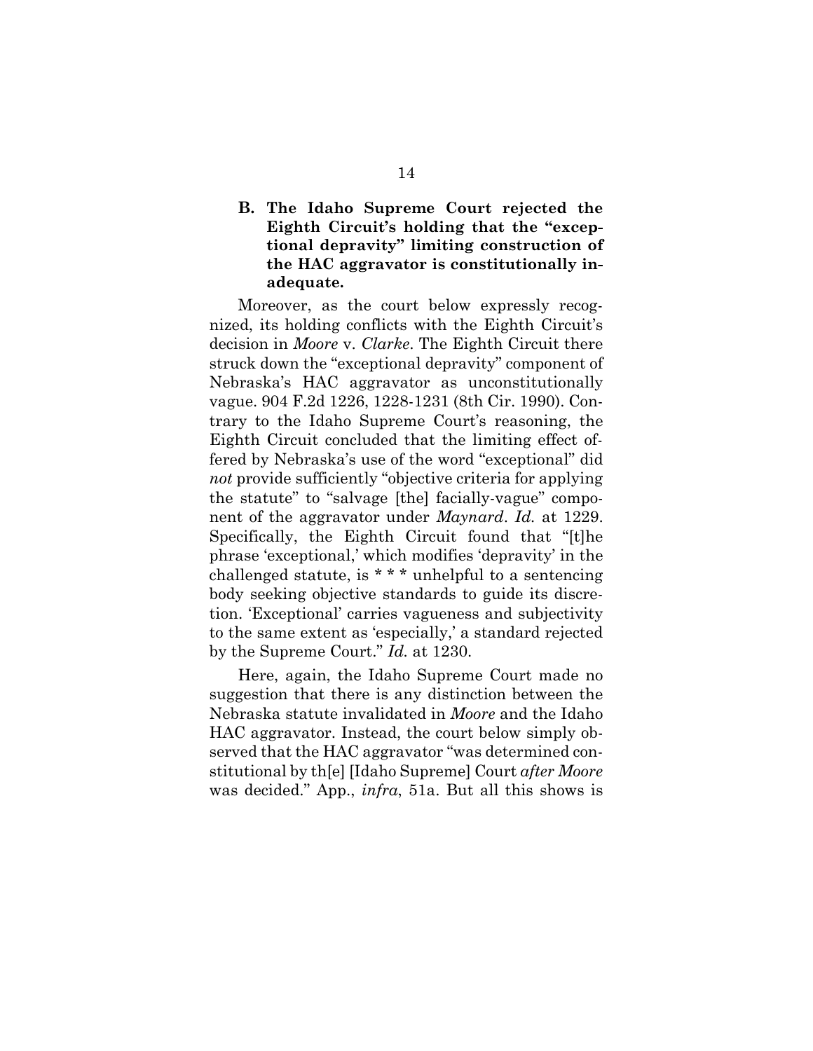### B. The Idaho Supreme Court rejected the Eighth Circuit's holding that the "exceptional depravity" limiting construction of the HAC aggravator is constitutionally inadequate.

Moreover, as the court below expressly recognized, its holding conflicts with the Eighth Circuit's decision in *Moore* v. *Clarke*. The Eighth Circuit there struck down the "exceptional depravity" component of Nebraska's HAC aggravator as unconstitutionally vague. 904 F.2d 1226, 1228-1231 (8th Cir. 1990). Contrary to the Idaho Supreme Court's reasoning, the Eighth Circuit concluded that the limiting effect offered by Nebraska's use of the word "exceptional" did *not* provide sufficiently "objective criteria for applying the statute" to "salvage [the] facially-vague" component of the aggravator under *Maynard*. *Id.* at 1229. Specifically, the Eighth Circuit found that "[t]he phrase 'exceptional,' which modifies 'depravity' in the challenged statute, is * * * unhelpful to a sentencing body seeking objective standards to guide its discretion. 'Exceptional' carries vagueness and subjectivity to the same extent as 'especially,' a standard rejected by the Supreme Court." *Id.* at 1230.

Here, again, the Idaho Supreme Court made no suggestion that there is any distinction between the Nebraska statute invalidated in *Moore* and the Idaho HAC aggravator. Instead, the court below simply observed that the HAC aggravator "was determined constitutional by th[e] [Idaho Supreme] Court *after Moore* was decided." App., *infra*, 51a. But all this shows is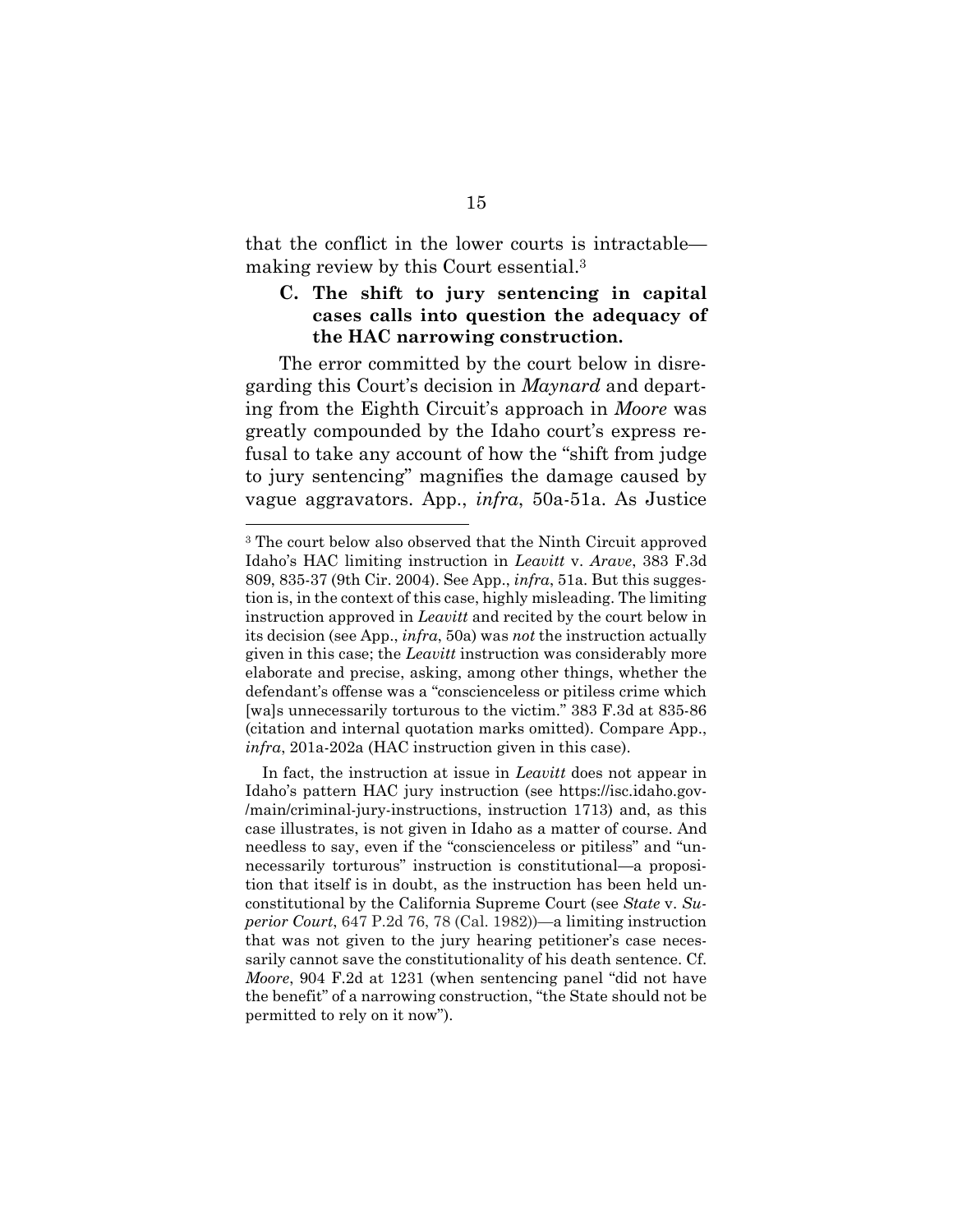that the conflict in the lower courts is intractable—making review by this Court essential.[3]

### C. The shift to jury sentencing in capital cases calls into question the adequacy of the HAC narrowing construction.

The error committed by the court below in disregarding this Court's decision in *Maynard* and departing from the Eighth Circuit's approach in *Moore* was greatly compounded by the Idaho court's express refusal to take any account of how the "shift from judge to jury sentencing" magnifies the damage caused by vague aggravators. App., *infra*, 50a-51a. As Justice

---

[3] The court below also observed that the Ninth Circuit approved Idaho's HAC limiting instruction in *Leavitt* v. *Arave*, 383 F.3d 809, 835-37 (9th Cir. 2004). See App., *infra*, 51a. But this suggestion is, in the context of this case, highly misleading. The limiting instruction approved in *Leavitt* and recited by the court below in its decision (see App., *infra*, 50a) was *not* the instruction actually given in this case; the *Leavitt* instruction was considerably more elaborate and precise, asking, among other things, whether the defendant's offense was a "conscienceless or pitiless crime which [wa]s unnecessarily torturous to the victim." 383 F.3d at 835-86 (citation and internal quotation marks omitted). Compare App., *infra*, 201a-202a (HAC instruction given in this case).

In fact, the instruction at issue in *Leavitt* does not appear in Idaho's pattern HAC jury instruction (see https://isc.idaho.gov/main/criminal-jury-instructions, instruction 1713) and, as this case illustrates, is not given in Idaho as a matter of course. And needless to say, even if the "conscienceless or pitiless" and "unnecessarily torturous" instruction is constitutional—a proposition that itself is in doubt, as the instruction has been held unconstitutional by the California Supreme Court (see *State* v. *Superior Court*, 647 P.2d 76, 78 (Cal. 1982))—a limiting instruction that was not given to the jury hearing petitioner's case necessarily cannot save the constitutionality of his death sentence. Cf. *Moore*, 904 F.2d at 1231 (when sentencing panel "did not have the benefit" of a narrowing construction, "the State should not be permitted to rely on it now").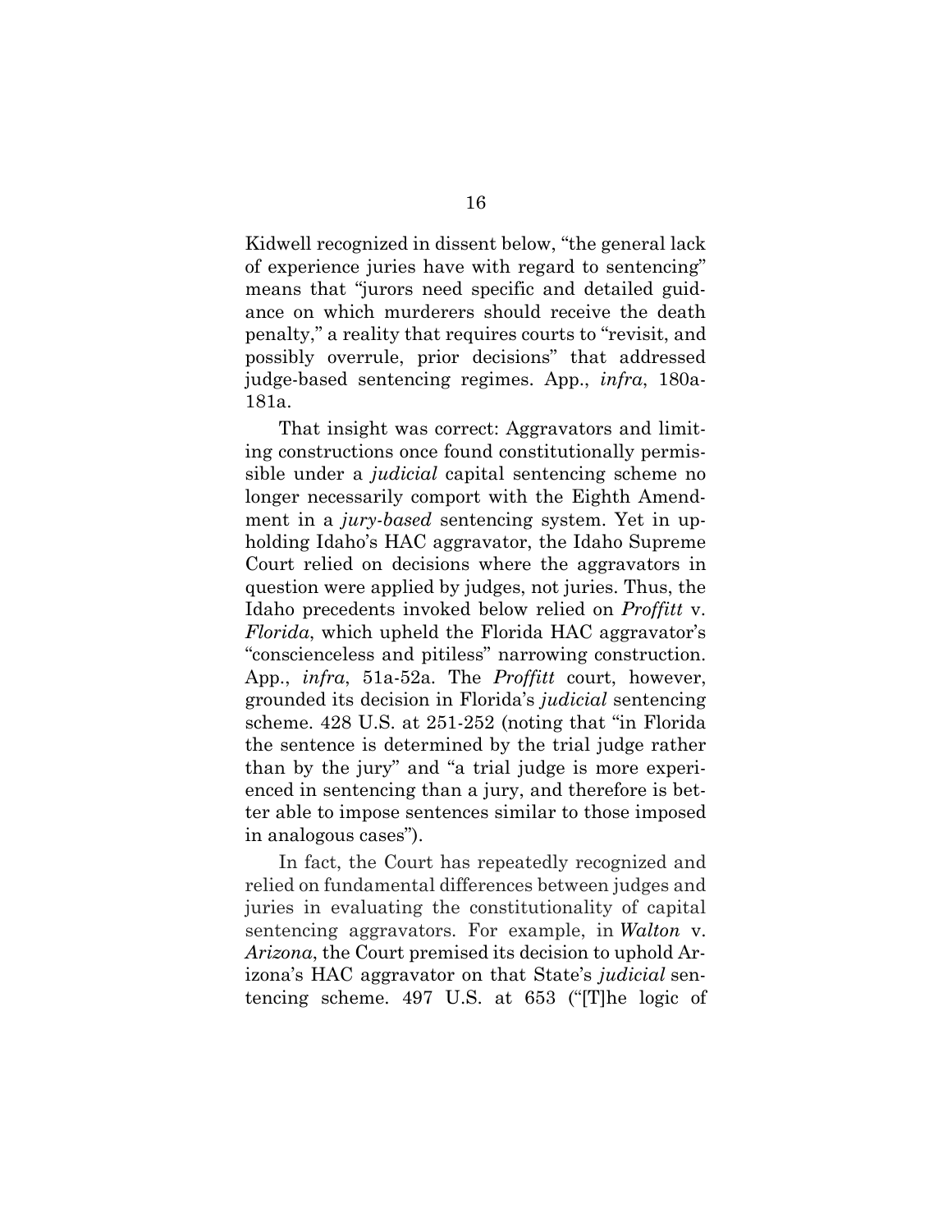Kidwell recognized in dissent below, "the general lack of experience juries have with regard to sentencing" means that "jurors need specific and detailed guidance on which murderers should receive the death penalty," a reality that requires courts to "revisit, and possibly overrule, prior decisions" that addressed judge-based sentencing regimes. App., *infra*, 180a-181a.

That insight was correct: Aggravators and limiting constructions once found constitutionally permissible under a *judicial* capital sentencing scheme no longer necessarily comport with the Eighth Amendment in a *jury-based* sentencing system. Yet in upholding Idaho's HAC aggravator, the Idaho Supreme Court relied on decisions where the aggravators in question were applied by judges, not juries. Thus, the Idaho precedents invoked below relied on *Proffitt* v. *Florida*, which upheld the Florida HAC aggravator's "conscienceless and pitiless" narrowing construction. App., *infra*, 51a-52a. The *Proffitt* court, however, grounded its decision in Florida's *judicial* sentencing scheme. 428 U.S. at 251-252 (noting that "in Florida the sentence is determined by the trial judge rather than by the jury" and "a trial judge is more experienced in sentencing than a jury, and therefore is better able to impose sentences similar to those imposed in analogous cases").

In fact, the Court has repeatedly recognized and relied on fundamental differences between judges and juries in evaluating the constitutionality of capital sentencing aggravators. For example, in *Walton* v. *Arizona*, the Court premised its decision to uphold Arizona's HAC aggravator on that State's *judicial* sentencing scheme. 497 U.S. at 653 ("[T]he logic of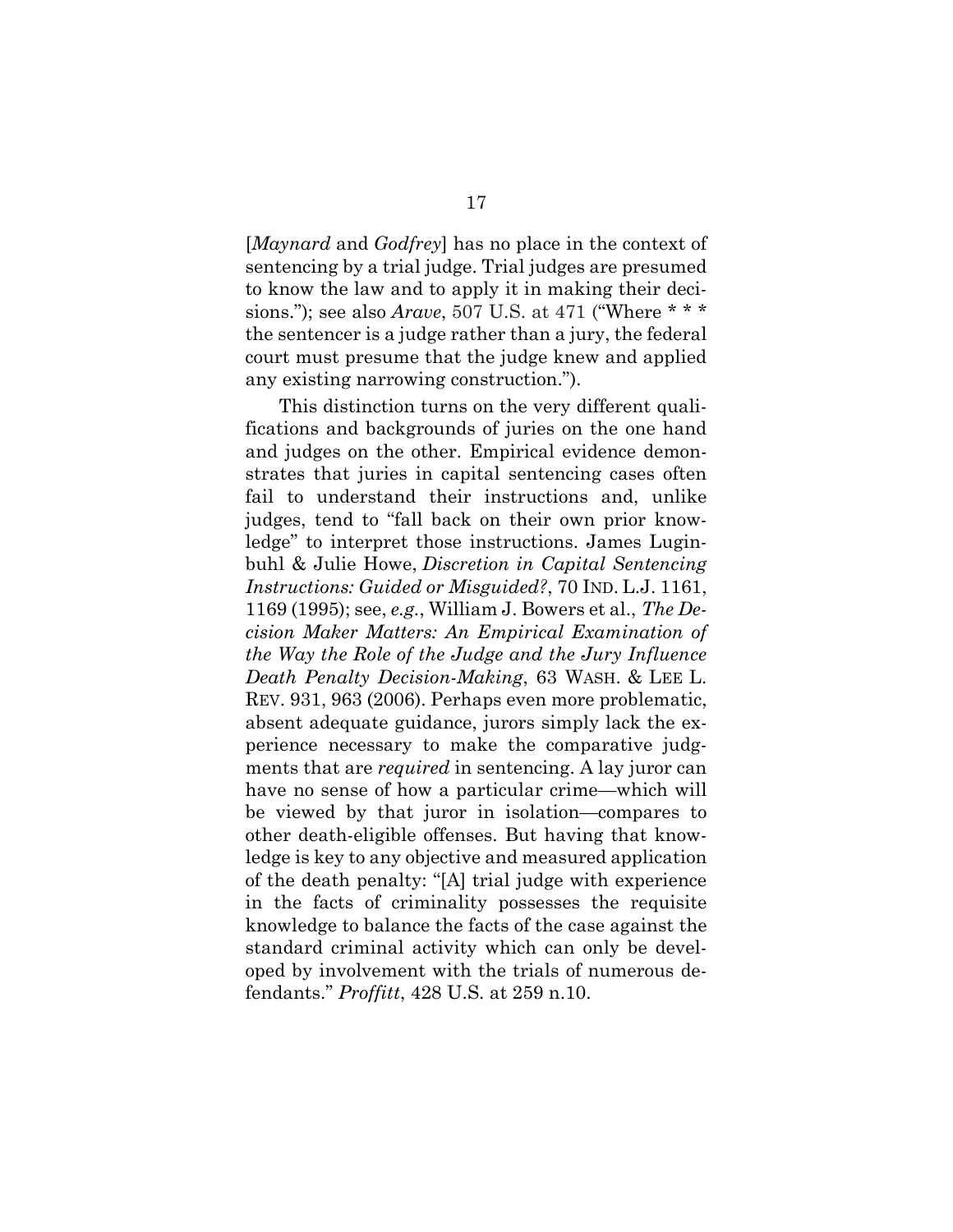[*Maynard* and *Godfrey*] has no place in the context of sentencing by a trial judge. Trial judges are presumed to know the law and to apply it in making their decisions."); see also *Arave*, 507 U.S. at 471 ("Where * * * the sentencer is a judge rather than a jury, the federal court must presume that the judge knew and applied any existing narrowing construction.").

This distinction turns on the very different qualifications and backgrounds of juries on the one hand and judges on the other. Empirical evidence demonstrates that juries in capital sentencing cases often fail to understand their instructions and, unlike judges, tend to "fall back on their own prior knowledge" to interpret those instructions. James Luginbuhl & Julie Howe, *Discretion in Capital Sentencing Instructions: Guided or Misguided?*, 70 IND. L.J. 1161, 1169 (1995); see, *e.g.*, William J. Bowers et al., *The Decision Maker Matters: An Empirical Examination of the Way the Role of the Judge and the Jury Influence Death Penalty Decision-Making*, 63 WASH. & LEE L. REV. 931, 963 (2006). Perhaps even more problematic, absent adequate guidance, jurors simply lack the experience necessary to make the comparative judgments that are *required* in sentencing. A lay juror can have no sense of how a particular crime—which will be viewed by that juror in isolation—compares to other death-eligible offenses. But having that knowledge is key to any objective and measured application of the death penalty: "[A] trial judge with experience in the facts of criminality possesses the requisite knowledge to balance the facts of the case against the standard criminal activity which can only be developed by involvement with the trials of numerous defendants." *Proffitt*, 428 U.S. at 259 n.10.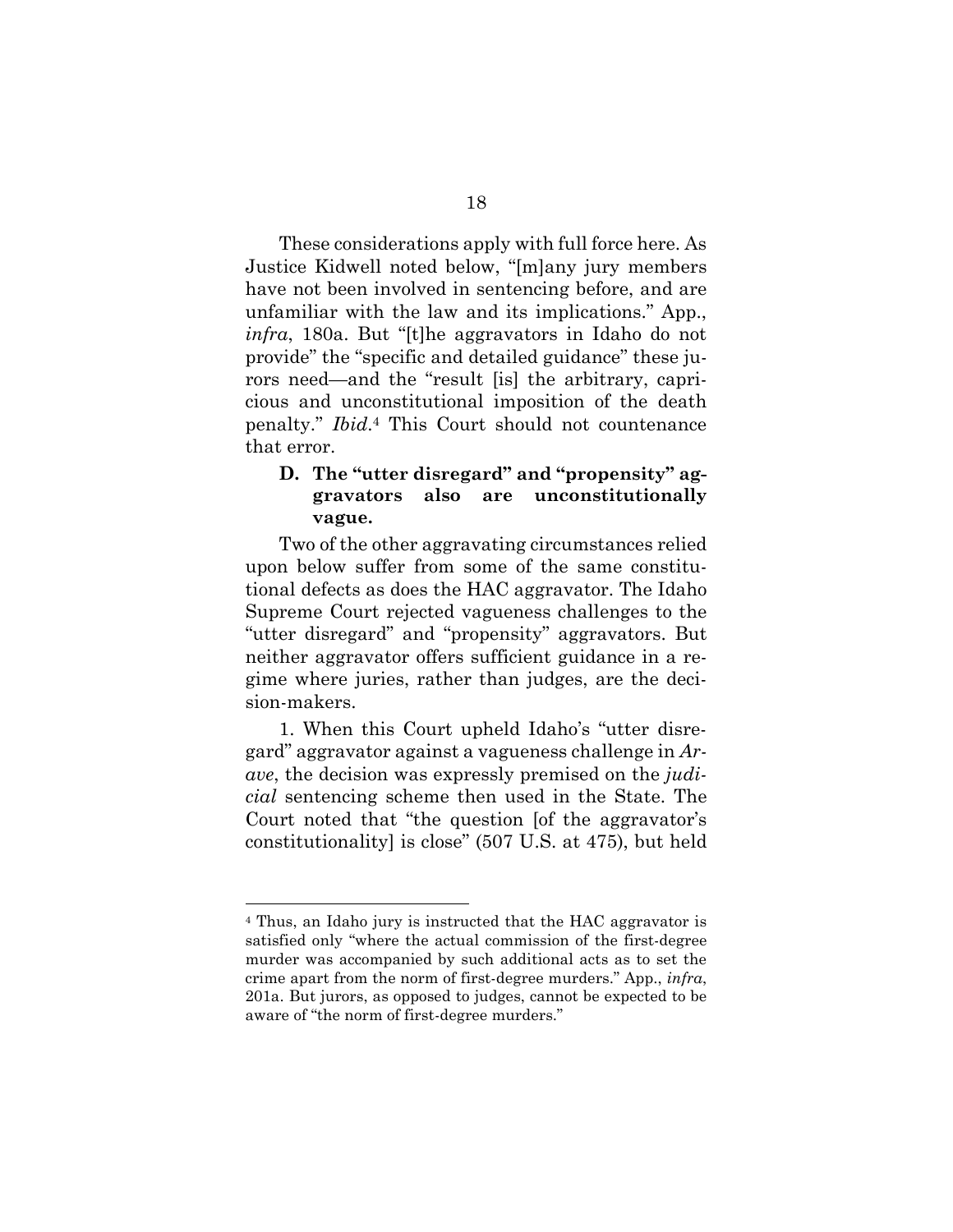These considerations apply with full force here. As Justice Kidwell noted below, "[m]any jury members have not been involved in sentencing before, and are unfamiliar with the law and its implications." App., *infra*, 180a. But "[t]he aggravators in Idaho do not provide" the "specific and detailed guidance" these jurors need—and the "result [is] the arbitrary, capricious and unconstitutional imposition of the death penalty." *Ibid*.[4] This Court should not countenance that error.

### D. The "utter disregard" and "propensity" aggravators also are unconstitutionally vague.

Two of the other aggravating circumstances relied upon below suffer from some of the same constitutional defects as does the HAC aggravator. The Idaho Supreme Court rejected vagueness challenges to the "utter disregard" and "propensity" aggravators. But neither aggravator offers sufficient guidance in a regime where juries, rather than judges, are the decision-makers.

1. When this Court upheld Idaho's "utter disregard" aggravator against a vagueness challenge in *Arave*, the decision was expressly premised on the *judicial* sentencing scheme then used in the State. The Court noted that "the question [of the aggravator's constitutionality] is close" (507 U.S. at 475), but held

---

[4] Thus, an Idaho jury is instructed that the HAC aggravator is satisfied only "where the actual commission of the first-degree murder was accompanied by such additional acts as to set the crime apart from the norm of first-degree murders." App., *infra*, 201a. But jurors, as opposed to judges, cannot be expected to be aware of "the norm of first-degree murders."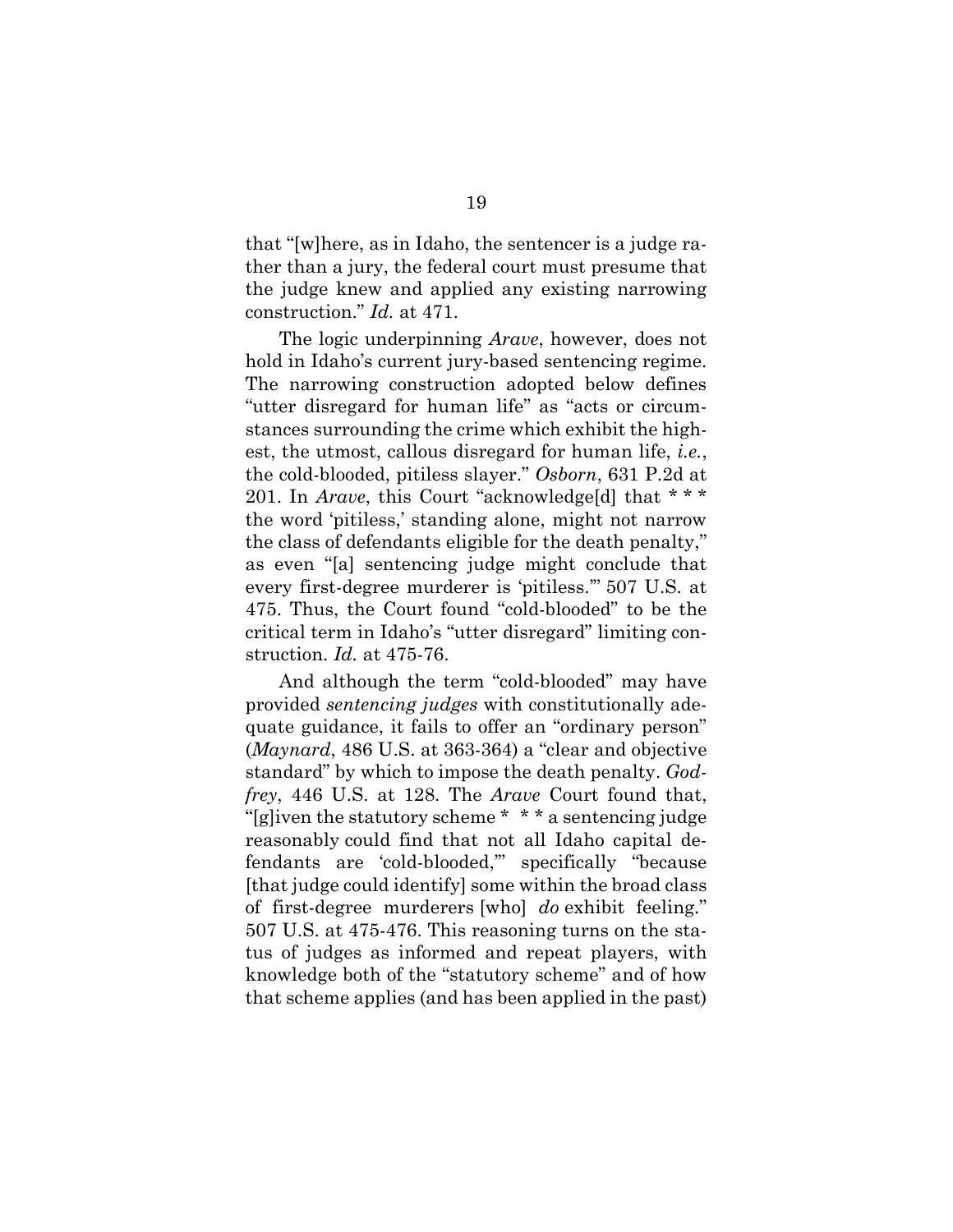that "[w]here, as in Idaho, the sentencer is a judge rather than a jury, the federal court must presume that the judge knew and applied any existing narrowing construction." *Id.* at 471.

The logic underpinning *Arave*, however, does not hold in Idaho's current jury-based sentencing regime. The narrowing construction adopted below defines "utter disregard for human life" as "acts or circumstances surrounding the crime which exhibit the highest, the utmost, callous disregard for human life, *i.e.*, the cold-blooded, pitiless slayer." *Osborn*, 631 P.2d at 201. In *Arave*, this Court "acknowledge[d] that * * * the word 'pitiless,' standing alone, might not narrow the class of defendants eligible for the death penalty," as even "[a] sentencing judge might conclude that every first-degree murderer is 'pitiless.'" 507 U.S. at 475. Thus, the Court found "cold-blooded" to be the critical term in Idaho's "utter disregard" limiting construction. *Id.* at 475-76.

And although the term "cold-blooded" may have provided *sentencing judges* with constitutionally adequate guidance, it fails to offer an "ordinary person" (*Maynard*, 486 U.S. at 363-364) a "clear and objective standard" by which to impose the death penalty. *Godfrey*, 446 U.S. at 128. The *Arave* Court found that, "[g]iven the statutory scheme * * * a sentencing judge reasonably could find that not all Idaho capital defendants are 'cold-blooded,'" specifically "because [that judge could identify] some within the broad class of first-degree murderers [who] *do* exhibit feeling." 507 U.S. at 475-476. This reasoning turns on the status of judges as informed and repeat players, with knowledge both of the "statutory scheme" and of how that scheme applies (and has been applied in the past)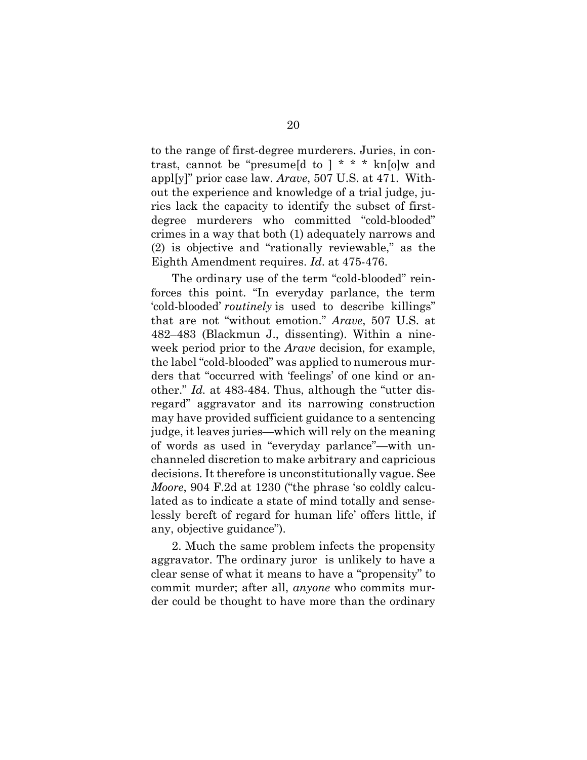to the range of first-degree murderers. Juries, in contrast, cannot be "presume[d to ] * * * kn[o]w and appl[y]" prior case law. *Arave*, 507 U.S. at 471. Without the experience and knowledge of a trial judge, juries lack the capacity to identify the subset of first-degree murderers who committed "cold-blooded" crimes in a way that both (1) adequately narrows and (2) is objective and "rationally reviewable," as the Eighth Amendment requires. *Id*. at 475-476.

The ordinary use of the term "cold-blooded" reinforces this point. "In everyday parlance, the term 'cold-blooded' *routinely* is used to describe killings" that are not "without emotion." *Arave*, 507 U.S. at 482–483 (Blackmun J., dissenting). Within a nine-week period prior to the *Arave* decision, for example, the label "cold-blooded" was applied to numerous murders that "occurred with 'feelings' of one kind or another." *Id.* at 483-484. Thus, although the "utter disregard" aggravator and its narrowing construction may have provided sufficient guidance to a sentencing judge, it leaves juries—which will rely on the meaning of words as used in "everyday parlance"—with unchanneled discretion to make arbitrary and capricious decisions. It therefore is unconstitutionally vague. See *Moore*, 904 F.2d at 1230 ("the phrase 'so coldly calculated as to indicate a state of mind totally and senselessly bereft of regard for human life' offers little, if any, objective guidance").

2. Much the same problem infects the propensity aggravator. The ordinary juror is unlikely to have a clear sense of what it means to have a "propensity" to commit murder; after all, *anyone* who commits murder could be thought to have more than the ordinary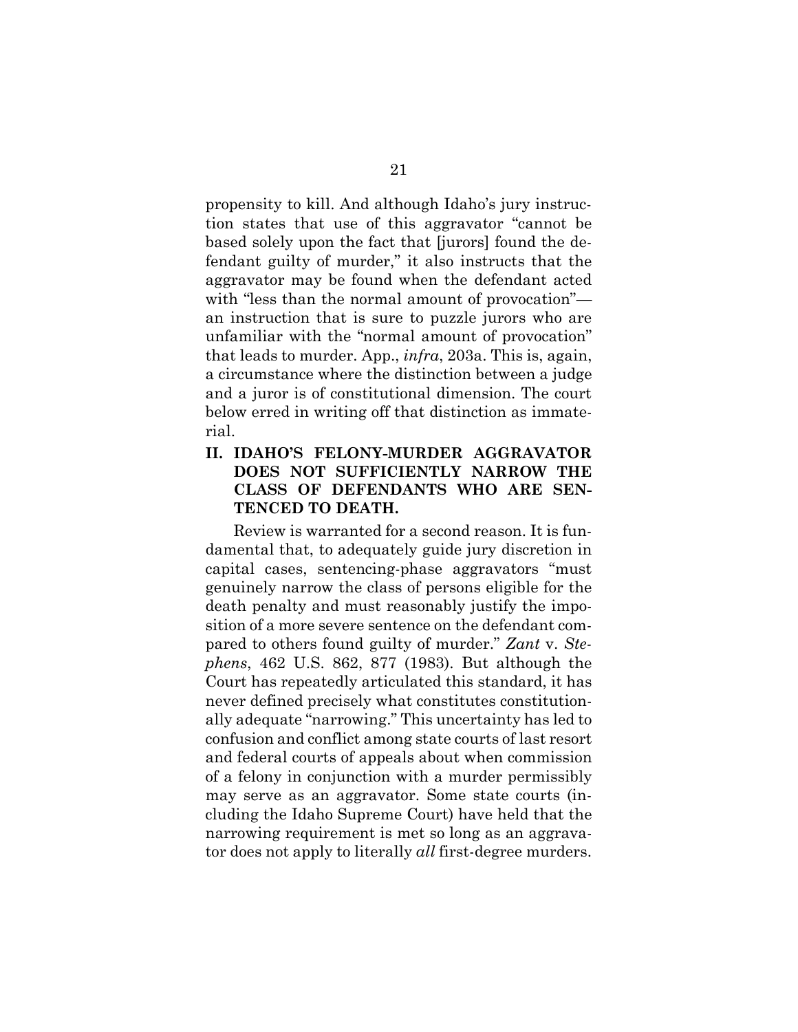propensity to kill. And although Idaho's jury instruction states that use of this aggravator "cannot be based solely upon the fact that [jurors] found the defendant guilty of murder," it also instructs that the aggravator may be found when the defendant acted with "less than the normal amount of provocation"—an instruction that is sure to puzzle jurors who are unfamiliar with the "normal amount of provocation" that leads to murder. App., *infra*, 203a. This is, again, a circumstance where the distinction between a judge and a juror is of constitutional dimension. The court below erred in writing off that distinction as immaterial.

## II. IDAHO'S FELONY-MURDER AGGRAVATOR DOES NOT SUFFICIENTLY NARROW THE CLASS OF DEFENDANTS WHO ARE SENTENCED TO DEATH.

Review is warranted for a second reason. It is fundamental that, to adequately guide jury discretion in capital cases, sentencing-phase aggravators "must genuinely narrow the class of persons eligible for the death penalty and must reasonably justify the imposition of a more severe sentence on the defendant compared to others found guilty of murder." *Zant* v. *Stephens*, 462 U.S. 862, 877 (1983). But although the Court has repeatedly articulated this standard, it has never defined precisely what constitutes constitutionally adequate "narrowing." This uncertainty has led to confusion and conflict among state courts of last resort and federal courts of appeals about when commission of a felony in conjunction with a murder permissibly may serve as an aggravator. Some state courts (including the Idaho Supreme Court) have held that the narrowing requirement is met so long as an aggravator does not apply to literally *all* first-degree murders.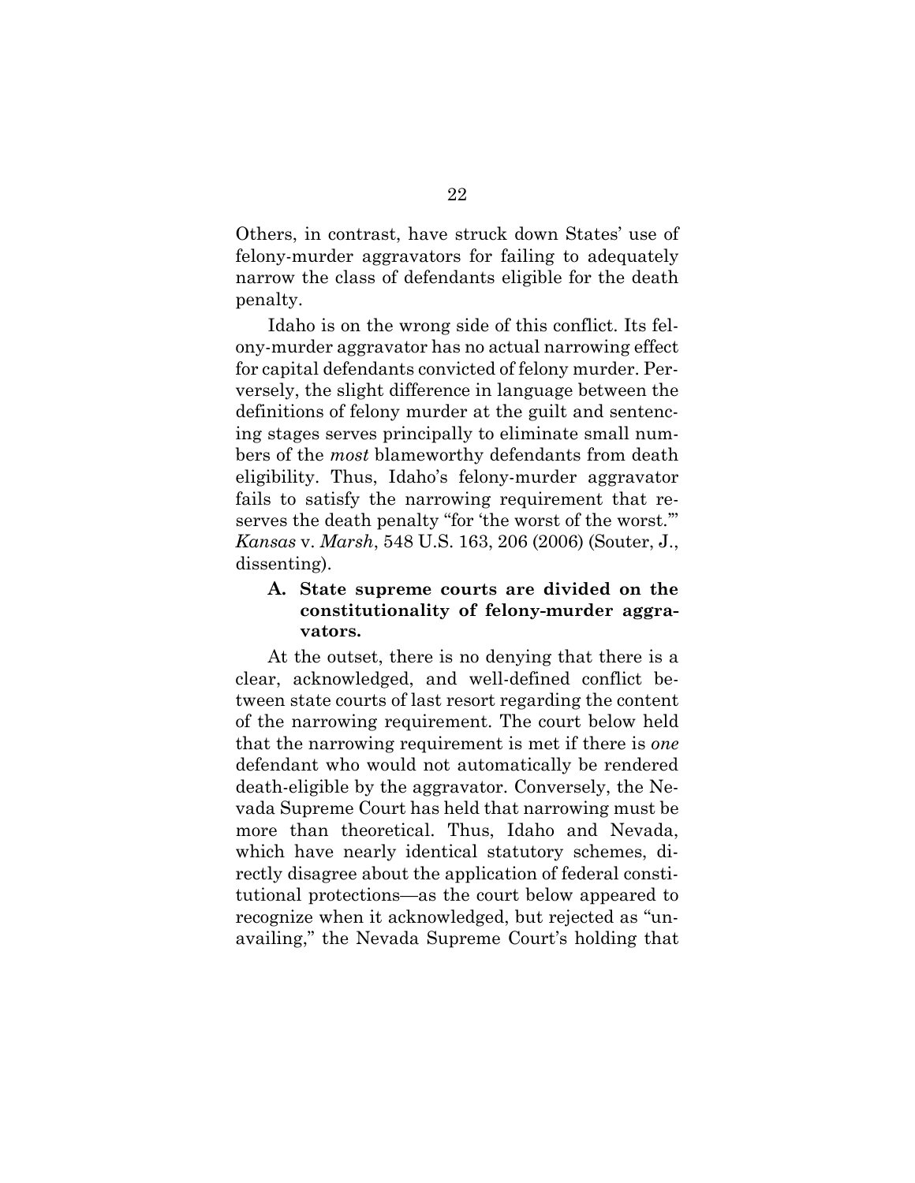Others, in contrast, have struck down States' use of felony-murder aggravators for failing to adequately narrow the class of defendants eligible for the death penalty.

Idaho is on the wrong side of this conflict. Its felony-murder aggravator has no actual narrowing effect for capital defendants convicted of felony murder. Perversely, the slight difference in language between the definitions of felony murder at the guilt and sentencing stages serves principally to eliminate small numbers of the *most* blameworthy defendants from death eligibility. Thus, Idaho's felony-murder aggravator fails to satisfy the narrowing requirement that reserves the death penalty "for 'the worst of the worst.'" *Kansas* v. *Marsh*, 548 U.S. 163, 206 (2006) (Souter, J., dissenting).

### A. State supreme courts are divided on the constitutionality of felony-murder aggravators.

At the outset, there is no denying that there is a clear, acknowledged, and well-defined conflict between state courts of last resort regarding the content of the narrowing requirement. The court below held that the narrowing requirement is met if there is *one* defendant who would not automatically be rendered death-eligible by the aggravator. Conversely, the Nevada Supreme Court has held that narrowing must be more than theoretical. Thus, Idaho and Nevada, which have nearly identical statutory schemes, directly disagree about the application of federal constitutional protections—as the court below appeared to recognize when it acknowledged, but rejected as "unavailing," the Nevada Supreme Court's holding that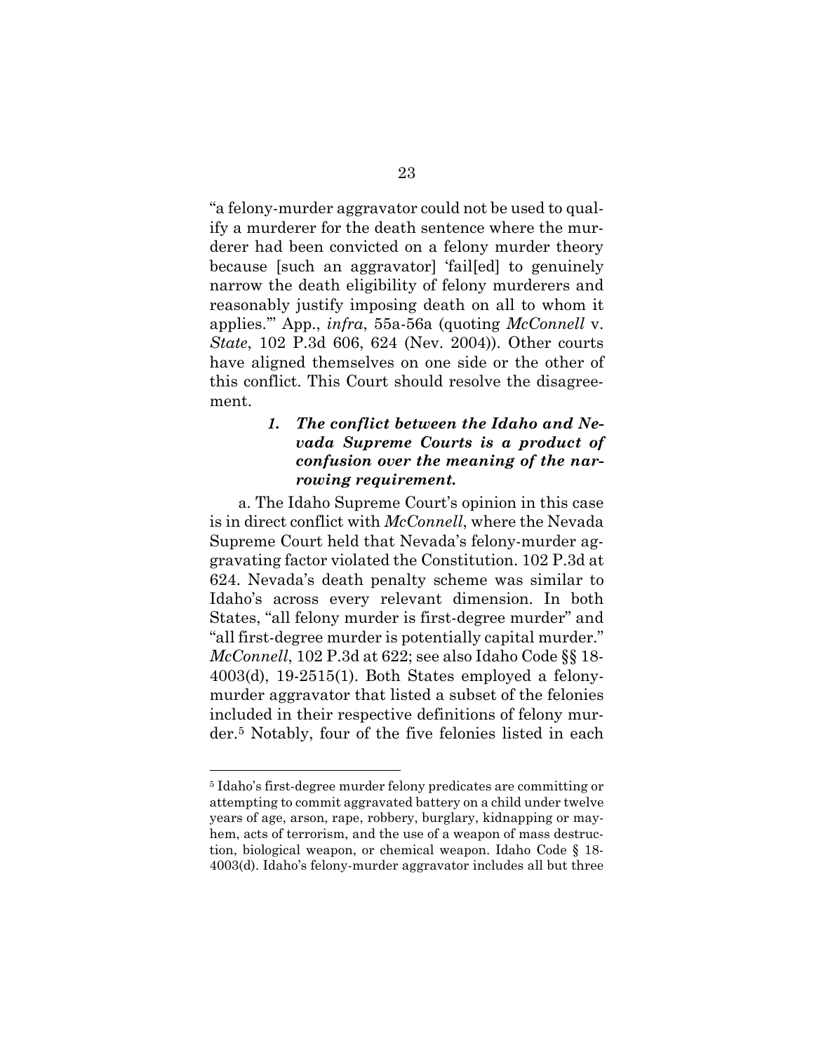"a felony-murder aggravator could not be used to qualify a murderer for the death sentence where the murderer had been convicted on a felony murder theory because [such an aggravator] 'fail[ed] to genuinely narrow the death eligibility of felony murderers and reasonably justify imposing death on all to whom it applies.'" App., *infra*, 55a-56a (quoting *McConnell* v. *State*, 102 P.3d 606, 624 (Nev. 2004)). Other courts have aligned themselves on one side or the other of this conflict. This Court should resolve the disagreement.

### *1. The conflict between the Idaho and Nevada Supreme Courts is a product of confusion over the meaning of the narrowing requirement.*

a. The Idaho Supreme Court's opinion in this case is in direct conflict with *McConnell*, where the Nevada Supreme Court held that Nevada's felony-murder aggravating factor violated the Constitution. 102 P.3d at 624. Nevada's death penalty scheme was similar to Idaho's across every relevant dimension. In both States, "all felony murder is first-degree murder" and "all first-degree murder is potentially capital murder." *McConnell*, 102 P.3d at 622; see also Idaho Code §§ 18-4003(d), 19-2515(1). Both States employed a felony-murder aggravator that listed a subset of the felonies included in their respective definitions of felony murder.[5] Notably, four of the five felonies listed in each

---

[5] Idaho's first-degree murder felony predicates are committing or attempting to commit aggravated battery on a child under twelve years of age, arson, rape, robbery, burglary, kidnapping or mayhem, acts of terrorism, and the use of a weapon of mass destruction, biological weapon, or chemical weapon. Idaho Code § 18-4003(d). Idaho's felony-murder aggravator includes all but three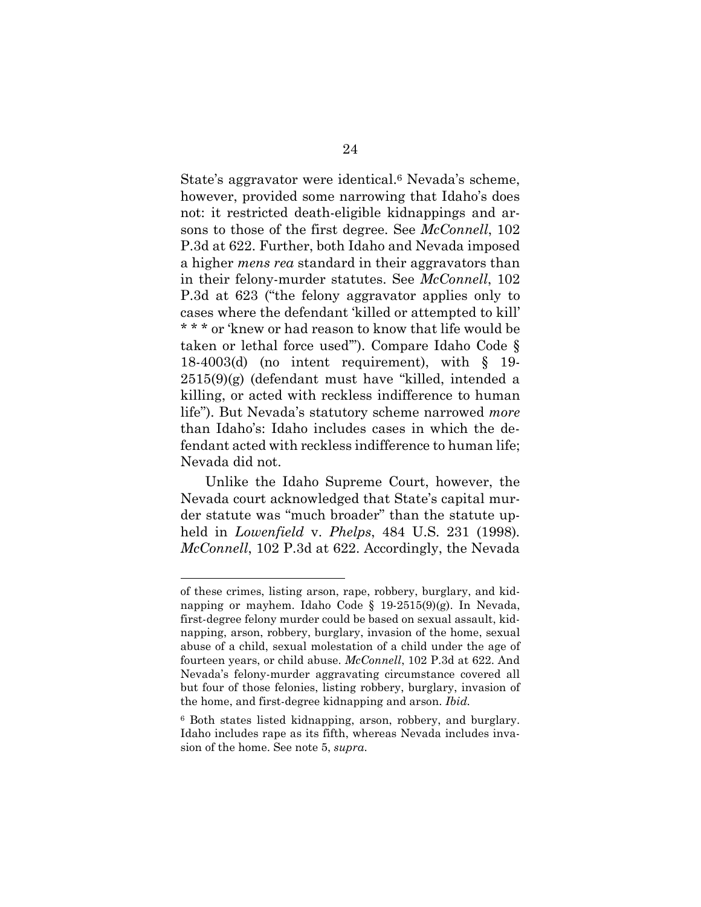State's aggravator were identical.[6] Nevada's scheme, however, provided some narrowing that Idaho's does not: it restricted death-eligible kidnappings and arsons to those of the first degree. See *McConnell*, 102 P.3d at 622. Further, both Idaho and Nevada imposed a higher *mens rea* standard in their aggravators than in their felony-murder statutes. See *McConnell*, 102 P.3d at 623 ("the felony aggravator applies only to cases where the defendant 'killed or attempted to kill' * * * or 'knew or had reason to know that life would be taken or lethal force used'"). Compare Idaho Code § 18-4003(d) (no intent requirement), with § 19-2515(9)(g) (defendant must have "killed, intended a killing, or acted with reckless indifference to human life"). But Nevada's statutory scheme narrowed *more* than Idaho's: Idaho includes cases in which the defendant acted with reckless indifference to human life; Nevada did not.

Unlike the Idaho Supreme Court, however, the Nevada court acknowledged that State's capital murder statute was "much broader" than the statute upheld in *Lowenfield* v. *Phelps*, 484 U.S. 231 (1998). *McConnell*, 102 P.3d at 622. Accordingly, the Nevada

---

of these crimes, listing arson, rape, robbery, burglary, and kidnapping or mayhem. Idaho Code § 19-2515(9)(g). In Nevada, first-degree felony murder could be based on sexual assault, kidnapping, arson, robbery, burglary, invasion of the home, sexual abuse of a child, sexual molestation of a child under the age of fourteen years, or child abuse. *McConnell*, 102 P.3d at 622. And Nevada's felony-murder aggravating circumstance covered all but four of those felonies, listing robbery, burglary, invasion of the home, and first-degree kidnapping and arson. *Ibid.*

[6] Both states listed kidnapping, arson, robbery, and burglary. Idaho includes rape as its fifth, whereas Nevada includes invasion of the home. See note 5, *supra*.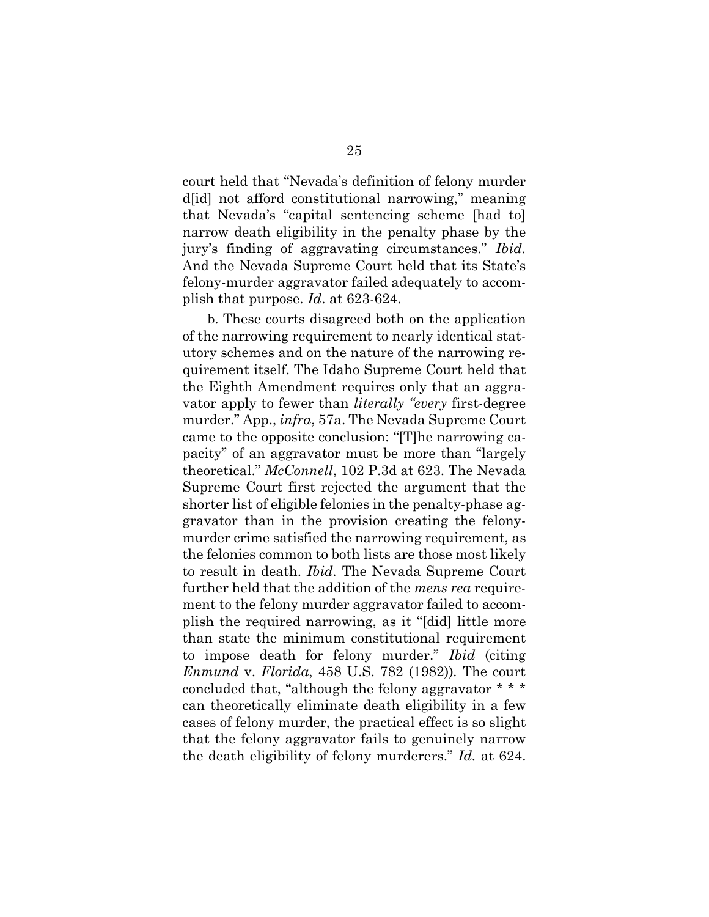court held that "Nevada's definition of felony murder d[id] not afford constitutional narrowing," meaning that Nevada's "capital sentencing scheme [had to] narrow death eligibility in the penalty phase by the jury's finding of aggravating circumstances." *Ibid.* And the Nevada Supreme Court held that its State's felony-murder aggravator failed adequately to accomplish that purpose. *Id*. at 623-624.

b. These courts disagreed both on the application of the narrowing requirement to nearly identical statutory schemes and on the nature of the narrowing requirement itself. The Idaho Supreme Court held that the Eighth Amendment requires only that an aggravator apply to fewer than *literally "every* first-degree murder." App., *infra*, 57a. The Nevada Supreme Court came to the opposite conclusion: "[T]he narrowing capacity" of an aggravator must be more than "largely theoretical." *McConnell*, 102 P.3d at 623. The Nevada Supreme Court first rejected the argument that the shorter list of eligible felonies in the penalty-phase aggravator than in the provision creating the felony-murder crime satisfied the narrowing requirement, as the felonies common to both lists are those most likely to result in death. *Ibid.* The Nevada Supreme Court further held that the addition of the *mens rea* requirement to the felony murder aggravator failed to accomplish the required narrowing, as it "[did] little more than state the minimum constitutional requirement to impose death for felony murder." *Ibid* (citing *Enmund* v. *Florida*, 458 U.S. 782 (1982)). The court concluded that, "although the felony aggravator * * * can theoretically eliminate death eligibility in a few cases of felony murder, the practical effect is so slight that the felony aggravator fails to genuinely narrow the death eligibility of felony murderers." *Id.* at 624.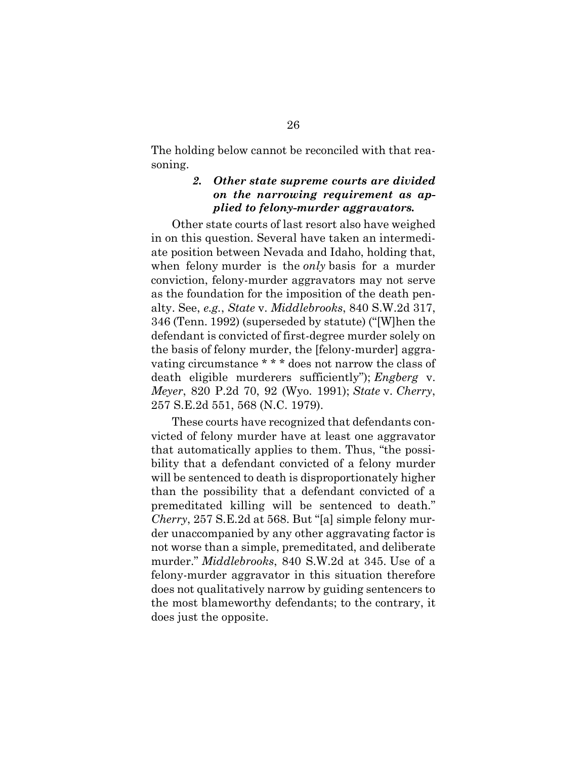The holding below cannot be reconciled with that reasoning.

### *2. Other state supreme courts are divided on the narrowing requirement as applied to felony-murder aggravators.*

Other state courts of last resort also have weighed in on this question. Several have taken an intermediate position between Nevada and Idaho, holding that, when felony murder is the *only* basis for a murder conviction, felony-murder aggravators may not serve as the foundation for the imposition of the death penalty. See, *e.g.*, *State* v. *Middlebrooks*, 840 S.W.2d 317, 346 (Tenn. 1992) (superseded by statute) ("[W]hen the defendant is convicted of first-degree murder solely on the basis of felony murder, the [felony-murder] aggravating circumstance * * * does not narrow the class of death eligible murderers sufficiently"); *Engberg* v. *Meyer*, 820 P.2d 70, 92 (Wyo. 1991); *State* v. *Cherry*, 257 S.E.2d 551, 568 (N.C. 1979).

These courts have recognized that defendants convicted of felony murder have at least one aggravator that automatically applies to them. Thus, "the possibility that a defendant convicted of a felony murder will be sentenced to death is disproportionately higher than the possibility that a defendant convicted of a premeditated killing will be sentenced to death." *Cherry*, 257 S.E.2d at 568. But "[a] simple felony murder unaccompanied by any other aggravating factor is not worse than a simple, premeditated, and deliberate murder." *Middlebrooks*, 840 S.W.2d at 345. Use of a felony-murder aggravator in this situation therefore does not qualitatively narrow by guiding sentencers to the most blameworthy defendants; to the contrary, it does just the opposite.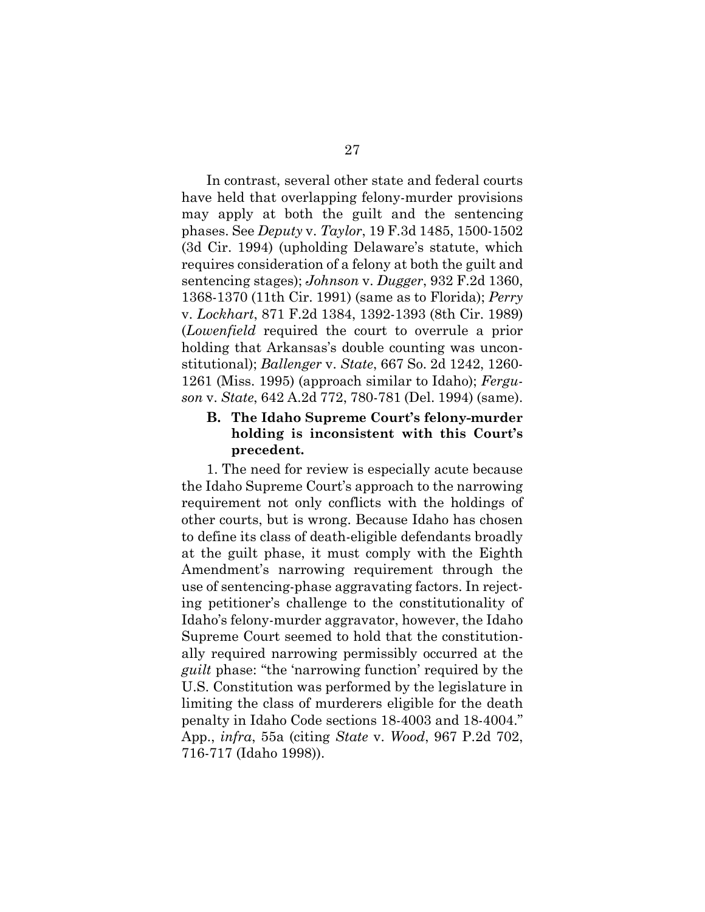In contrast, several other state and federal courts have held that overlapping felony-murder provisions may apply at both the guilt and the sentencing phases. See *Deputy* v. *Taylor*, 19 F.3d 1485, 1500-1502 (3d Cir. 1994) (upholding Delaware's statute, which requires consideration of a felony at both the guilt and sentencing stages); *Johnson* v. *Dugger*, 932 F.2d 1360, 1368-1370 (11th Cir. 1991) (same as to Florida); *Perry* v. *Lockhart*, 871 F.2d 1384, 1392-1393 (8th Cir. 1989) (*Lowenfield* required the court to overrule a prior holding that Arkansas's double counting was unconstitutional); *Ballenger* v. *State*, 667 So. 2d 1242, 1260-1261 (Miss. 1995) (approach similar to Idaho); *Ferguson* v. *State*, 642 A.2d 772, 780-781 (Del. 1994) (same).

### B. The Idaho Supreme Court's felony-murder holding is inconsistent with this Court's precedent.

1. The need for review is especially acute because the Idaho Supreme Court's approach to the narrowing requirement not only conflicts with the holdings of other courts, but is wrong. Because Idaho has chosen to define its class of death-eligible defendants broadly at the guilt phase, it must comply with the Eighth Amendment's narrowing requirement through the use of sentencing-phase aggravating factors. In rejecting petitioner's challenge to the constitutionality of Idaho's felony-murder aggravator, however, the Idaho Supreme Court seemed to hold that the constitutionally required narrowing permissibly occurred at the *guilt* phase: "the 'narrowing function' required by the U.S. Constitution was performed by the legislature in limiting the class of murderers eligible for the death penalty in Idaho Code sections 18-4003 and 18-4004." App., *infra*, 55a (citing *State* v. *Wood*, 967 P.2d 702, 716-717 (Idaho 1998)).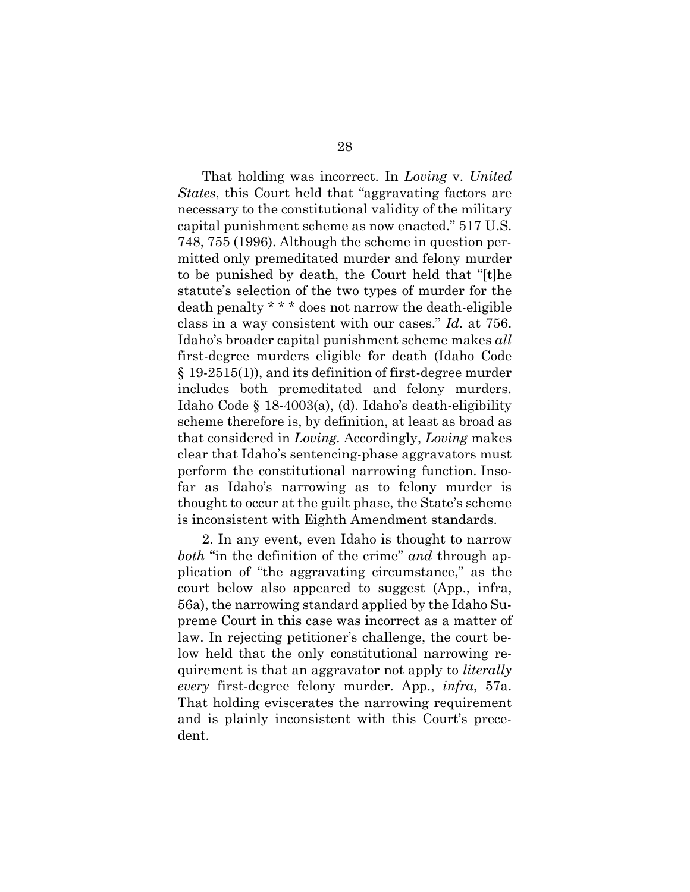That holding was incorrect. In *Loving* v. *United States*, this Court held that "aggravating factors are necessary to the constitutional validity of the military capital punishment scheme as now enacted." 517 U.S. 748, 755 (1996). Although the scheme in question permitted only premeditated murder and felony murder to be punished by death, the Court held that "[t]he statute's selection of the two types of murder for the death penalty * * * does not narrow the death-eligible class in a way consistent with our cases." *Id.* at 756. Idaho's broader capital punishment scheme makes *all* first-degree murders eligible for death (Idaho Code § 19-2515(1)), and its definition of first-degree murder includes both premeditated and felony murders. Idaho Code § 18-4003(a), (d). Idaho's death-eligibility scheme therefore is, by definition, at least as broad as that considered in *Loving.* Accordingly, *Loving* makes clear that Idaho's sentencing-phase aggravators must perform the constitutional narrowing function. Insofar as Idaho's narrowing as to felony murder is thought to occur at the guilt phase, the State's scheme is inconsistent with Eighth Amendment standards.

2. In any event, even Idaho is thought to narrow *both* "in the definition of the crime" *and* through application of "the aggravating circumstance," as the court below also appeared to suggest (App., infra, 56a), the narrowing standard applied by the Idaho Supreme Court in this case was incorrect as a matter of law. In rejecting petitioner's challenge, the court below held that the only constitutional narrowing requirement is that an aggravator not apply to *literally every* first-degree felony murder. App., *infra*, 57a. That holding eviscerates the narrowing requirement and is plainly inconsistent with this Court's precedent.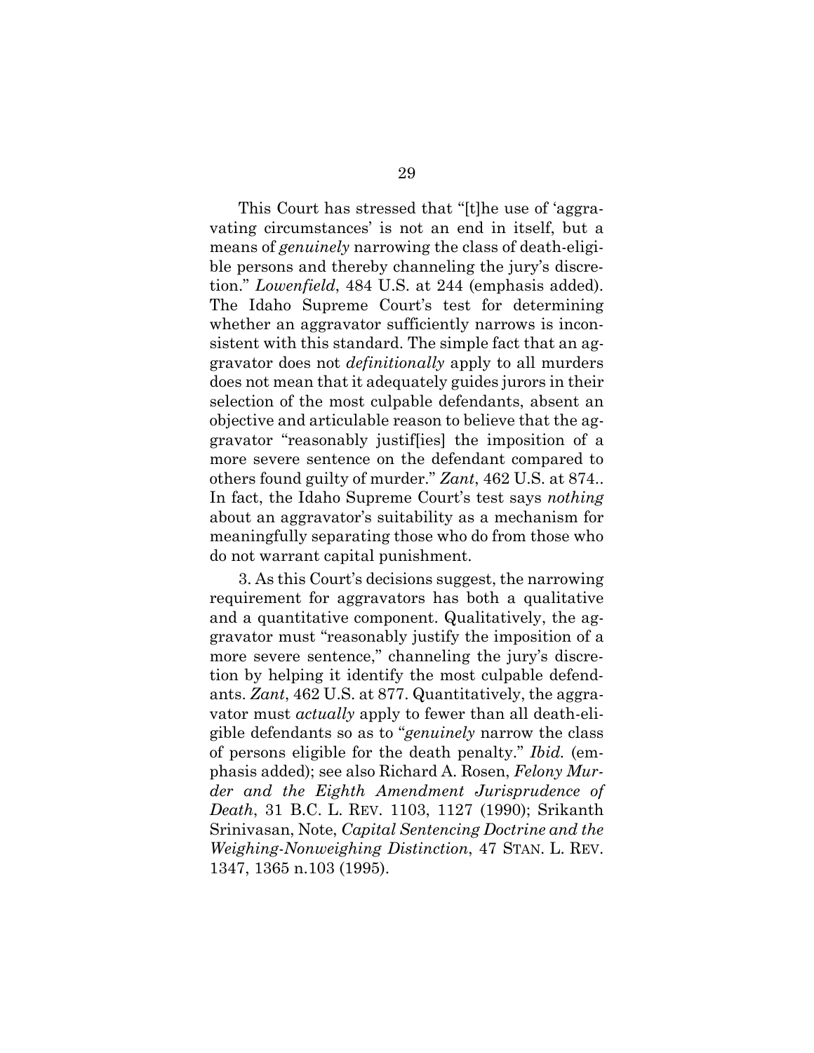This Court has stressed that "[t]he use of 'aggravating circumstances' is not an end in itself, but a means of *genuinely* narrowing the class of death-eligible persons and thereby channeling the jury's discretion." *Lowenfield*, 484 U.S. at 244 (emphasis added). The Idaho Supreme Court's test for determining whether an aggravator sufficiently narrows is inconsistent with this standard. The simple fact that an aggravator does not *definitionally* apply to all murders does not mean that it adequately guides jurors in their selection of the most culpable defendants, absent an objective and articulable reason to believe that the aggravator "reasonably justif[ies] the imposition of a more severe sentence on the defendant compared to others found guilty of murder." *Zant*, 462 U.S. at 874.. In fact, the Idaho Supreme Court's test says *nothing* about an aggravator's suitability as a mechanism for meaningfully separating those who do from those who do not warrant capital punishment.

3. As this Court's decisions suggest, the narrowing requirement for aggravators has both a qualitative and a quantitative component. Qualitatively, the aggravator must "reasonably justify the imposition of a more severe sentence," channeling the jury's discretion by helping it identify the most culpable defendants. *Zant*, 462 U.S. at 877. Quantitatively, the aggravator must *actually* apply to fewer than all death-eligible defendants so as to "*genuinely* narrow the class of persons eligible for the death penalty." *Ibid.* (emphasis added); see also Richard A. Rosen, *Felony Murder and the Eighth Amendment Jurisprudence of Death*, 31 B.C. L. REV. 1103, 1127 (1990); Srikanth Srinivasan, Note, *Capital Sentencing Doctrine and the Weighing-Nonweighing Distinction*, 47 STAN. L. REV. 1347, 1365 n.103 (1995).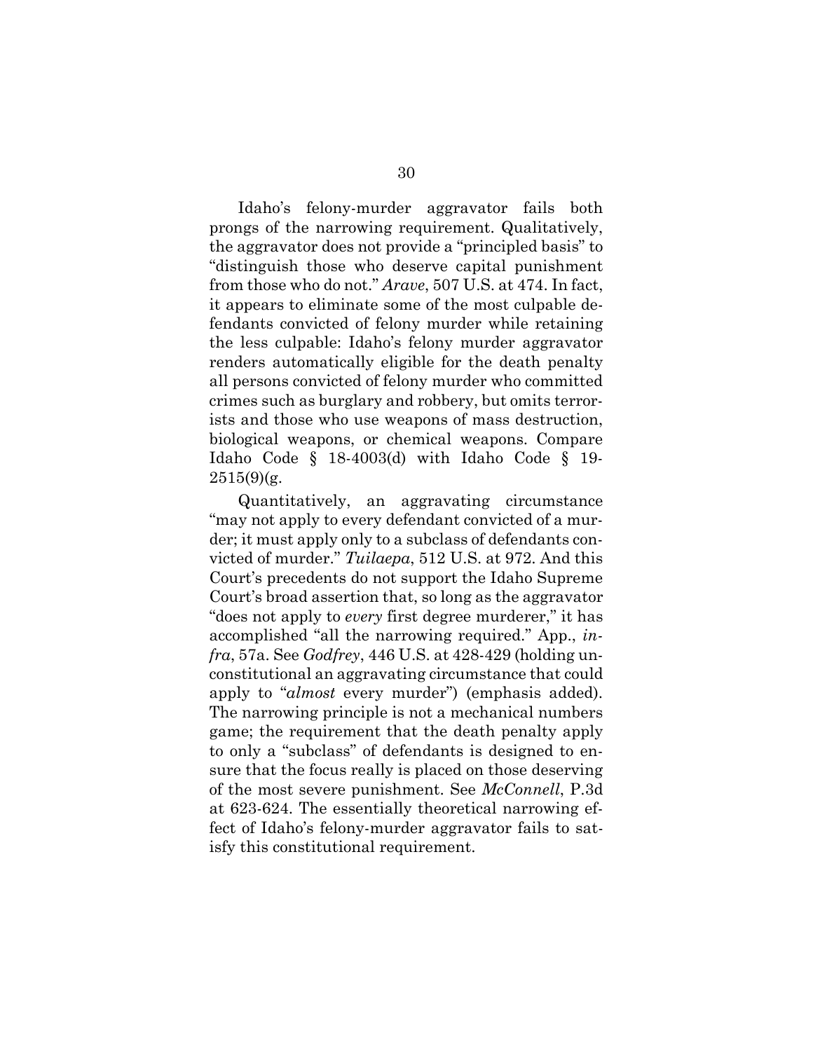Idaho's felony-murder aggravator fails both prongs of the narrowing requirement. Qualitatively, the aggravator does not provide a "principled basis" to "distinguish those who deserve capital punishment from those who do not." *Arave*, 507 U.S. at 474. In fact, it appears to eliminate some of the most culpable defendants convicted of felony murder while retaining the less culpable: Idaho's felony murder aggravator renders automatically eligible for the death penalty all persons convicted of felony murder who committed crimes such as burglary and robbery, but omits terrorists and those who use weapons of mass destruction, biological weapons, or chemical weapons. Compare Idaho Code § 18-4003(d) with Idaho Code § 19-2515(9)(g.

Quantitatively, an aggravating circumstance "may not apply to every defendant convicted of a murder; it must apply only to a subclass of defendants convicted of murder." *Tuilaepa*, 512 U.S. at 972. And this Court's precedents do not support the Idaho Supreme Court's broad assertion that, so long as the aggravator "does not apply to *every* first degree murderer," it has accomplished "all the narrowing required." App., *infra*, 57a. See *Godfrey*, 446 U.S. at 428-429 (holding unconstitutional an aggravating circumstance that could apply to "*almost* every murder") (emphasis added). The narrowing principle is not a mechanical numbers game; the requirement that the death penalty apply to only a "subclass" of defendants is designed to ensure that the focus really is placed on those deserving of the most severe punishment. See *McConnell*, P.3d at 623-624. The essentially theoretical narrowing effect of Idaho's felony-murder aggravator fails to satisfy this constitutional requirement.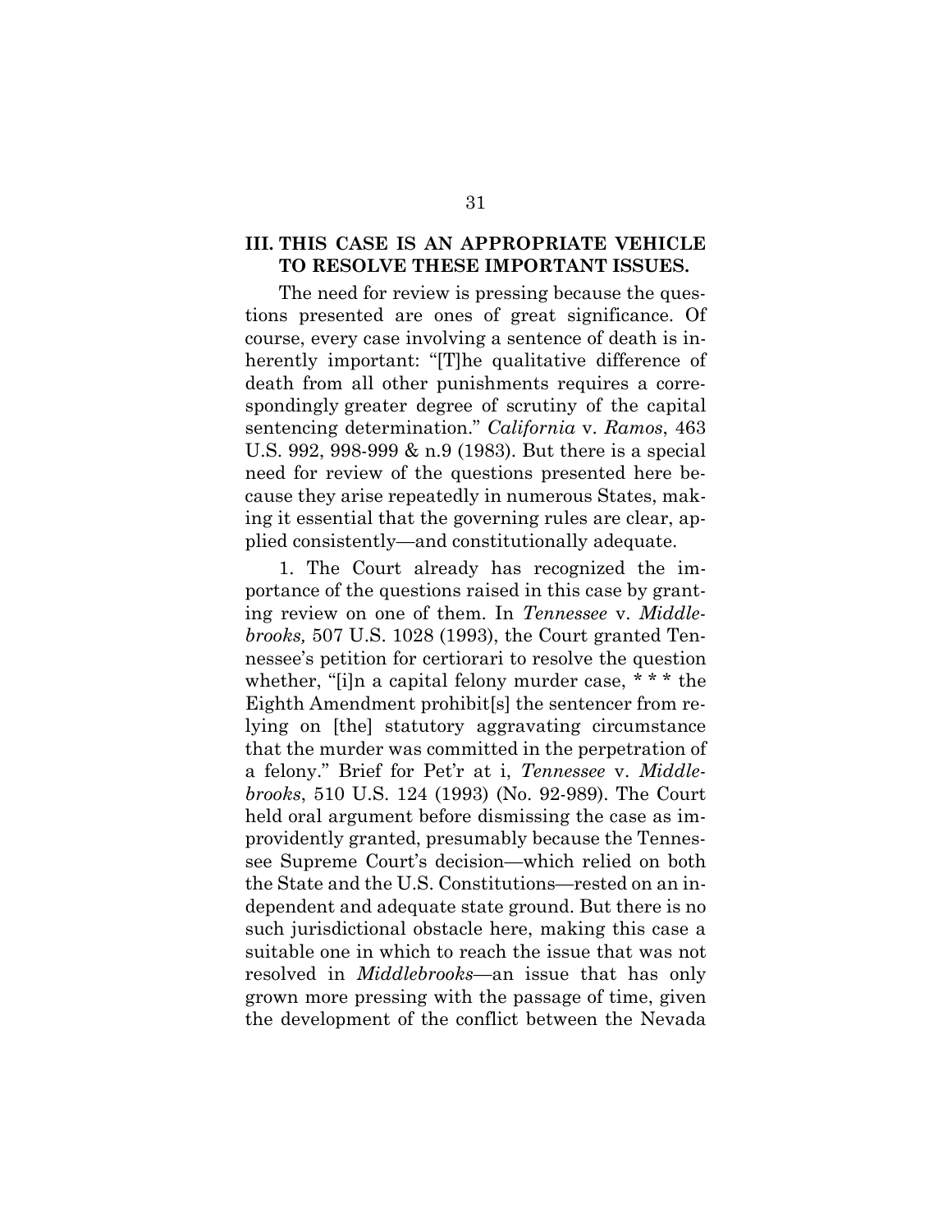## III. THIS CASE IS AN APPROPRIATE VEHICLE TO RESOLVE THESE IMPORTANT ISSUES.

The need for review is pressing because the questions presented are ones of great significance. Of course, every case involving a sentence of death is inherently important: "[T]he qualitative difference of death from all other punishments requires a correspondingly greater degree of scrutiny of the capital sentencing determination." *California* v. *Ramos*, 463 U.S. 992, 998-999 & n.9 (1983). But there is a special need for review of the questions presented here because they arise repeatedly in numerous States, making it essential that the governing rules are clear, applied consistently—and constitutionally adequate.

1. The Court already has recognized the importance of the questions raised in this case by granting review on one of them. In *Tennessee* v. *Middlebrooks,* 507 U.S. 1028 (1993), the Court granted Tennessee's petition for certiorari to resolve the question whether, "[i]n a capital felony murder case, * * * the Eighth Amendment prohibit[s] the sentencer from relying on [the] statutory aggravating circumstance that the murder was committed in the perpetration of a felony." Brief for Pet'r at i, *Tennessee* v. *Middlebrooks*, 510 U.S. 124 (1993) (No. 92-989). The Court held oral argument before dismissing the case as improvidently granted, presumably because the Tennessee Supreme Court's decision—which relied on both the State and the U.S. Constitutions—rested on an independent and adequate state ground. But there is no such jurisdictional obstacle here, making this case a suitable one in which to reach the issue that was not resolved in *Middlebrooks*—an issue that has only grown more pressing with the passage of time, given the development of the conflict between the Nevada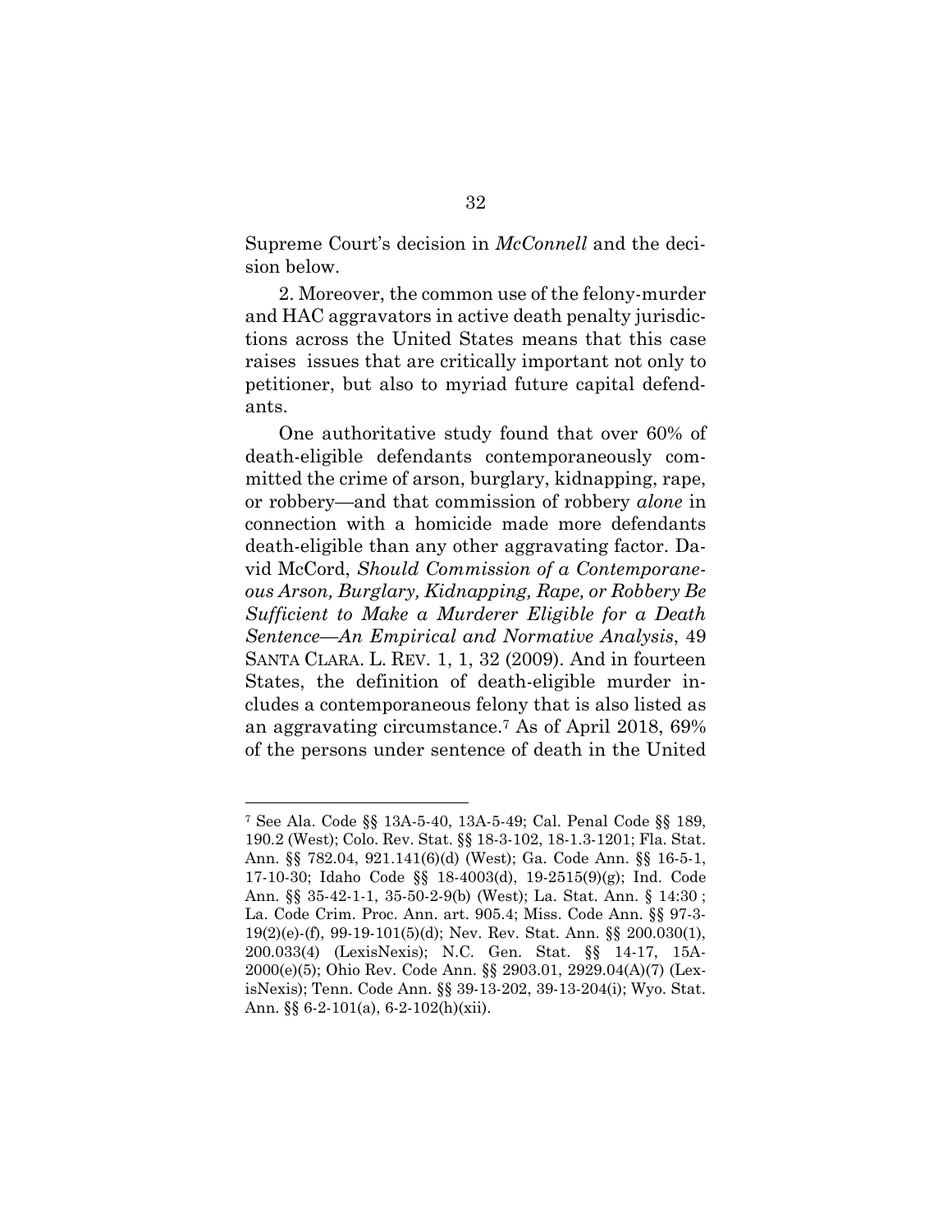Supreme Court's decision in *McConnell* and the decision below.

2. Moreover, the common use of the felony-murder and HAC aggravators in active death penalty jurisdictions across the United States means that this case raises issues that are critically important not only to petitioner, but also to myriad future capital defendants.

One authoritative study found that over 60% of death-eligible defendants contemporaneously committed the crime of arson, burglary, kidnapping, rape, or robbery—and that commission of robbery *alone* in connection with a homicide made more defendants death-eligible than any other aggravating factor. David McCord, *Should Commission of a Contemporaneous Arson, Burglary, Kidnapping, Rape, or Robbery Be Sufficient to Make a Murderer Eligible for a Death Sentence—An Empirical and Normative Analysis*, 49 SANTA CLARA. L. REV. 1, 1, 32 (2009). And in fourteen States, the definition of death-eligible murder includes a contemporaneous felony that is also listed as an aggravating circumstance.[7] As of April 2018, 69% of the persons under sentence of death in the United

[7] See Ala. Code §§ 13A-5-40, 13A-5-49; Cal. Penal Code §§ 189, 190.2 (West); Colo. Rev. Stat. §§ 18-3-102, 18-1.3-1201; Fla. Stat. Ann. §§ 782.04, 921.141(6)(d) (West); Ga. Code Ann. §§ 16-5-1, 17-10-30; Idaho Code §§ 18-4003(d), 19-2515(9)(g); Ind. Code Ann. §§ 35-42-1-1, 35-50-2-9(b) (West); La. Stat. Ann. § 14:30 ; La. Code Crim. Proc. Ann. art. 905.4; Miss. Code Ann. §§ 97-3-19(2)(e)-(f), 99-19-101(5)(d); Nev. Rev. Stat. Ann. §§ 200.030(1), 200.033(4) (LexisNexis); N.C. Gen. Stat. §§ 14-17, 15A-2000(e)(5); Ohio Rev. Code Ann. §§ 2903.01, 2929.04(A)(7) (LexisNexis); Tenn. Code Ann. §§ 39-13-202, 39-13-204(i); Wyo. Stat. Ann. §§ 6-2-101(a), 6-2-102(h)(xii).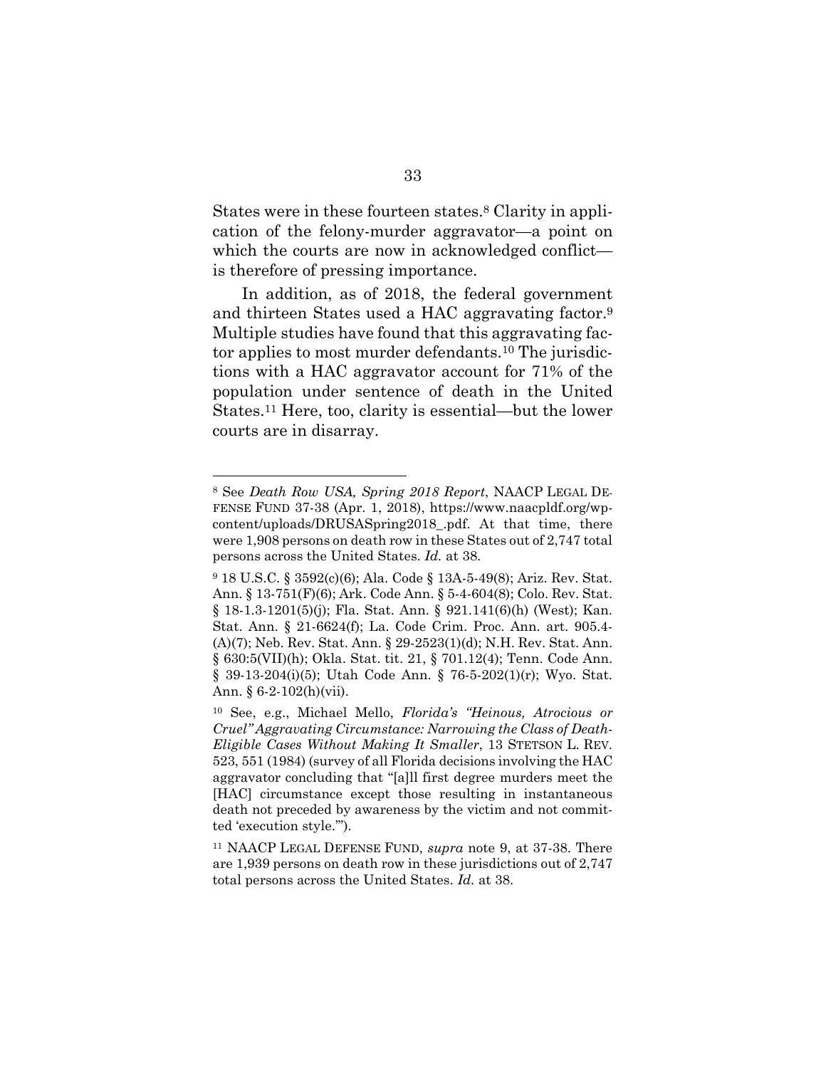States were in these fourteen states.[8] Clarity in application of the felony-murder aggravator—a point on which the courts are now in acknowledged conflict—is therefore of pressing importance.

In addition, as of 2018, the federal government and thirteen States used a HAC aggravating factor.[9] Multiple studies have found that this aggravating factor applies to most murder defendants.[10] The jurisdictions with a HAC aggravator account for 71% of the population under sentence of death in the United States.[11] Here, too, clarity is essential—but the lower courts are in disarray.

---

[8] See *Death Row USA, Spring 2018 Report*, NAACP LEGAL DEFENSE FUND 37-38 (Apr. 1, 2018), https://www.naacpldf.org/wp-content/uploads/DRUSASpring2018_.pdf. At that time, there were 1,908 persons on death row in these States out of 2,747 total persons across the United States. *Id.* at 38.

[9] 18 U.S.C. § 3592(c)(6); Ala. Code § 13A-5-49(8); Ariz. Rev. Stat. Ann. § 13-751(F)(6); Ark. Code Ann. § 5-4-604(8); Colo. Rev. Stat. § 18-1.3-1201(5)(j); Fla. Stat. Ann. § 921.141(6)(h) (West); Kan. Stat. Ann. § 21-6624(f); La. Code Crim. Proc. Ann. art. 905.4-(A)(7); Neb. Rev. Stat. Ann. § 29-2523(1)(d); N.H. Rev. Stat. Ann. § 630:5(VII)(h); Okla. Stat. tit. 21, § 701.12(4); Tenn. Code Ann. § 39-13-204(i)(5); Utah Code Ann. § 76-5-202(1)(r); Wyo. Stat. Ann. § 6-2-102(h)(vii).

[10] See, e.g., Michael Mello, *Florida's "Heinous, Atrocious or Cruel" Aggravating Circumstance: Narrowing the Class of Death-Eligible Cases Without Making It Smaller*, 13 STETSON L. REV. 523, 551 (1984) (survey of all Florida decisions involving the HAC aggravator concluding that "[a]ll first degree murders meet the [HAC] circumstance except those resulting in instantaneous death not preceded by awareness by the victim and not committed 'execution style.'").

[11] NAACP LEGAL DEFENSE FUND, *supra* note 9, at 37-38. There are 1,939 persons on death row in these jurisdictions out of 2,747 total persons across the United States. *Id.* at 38.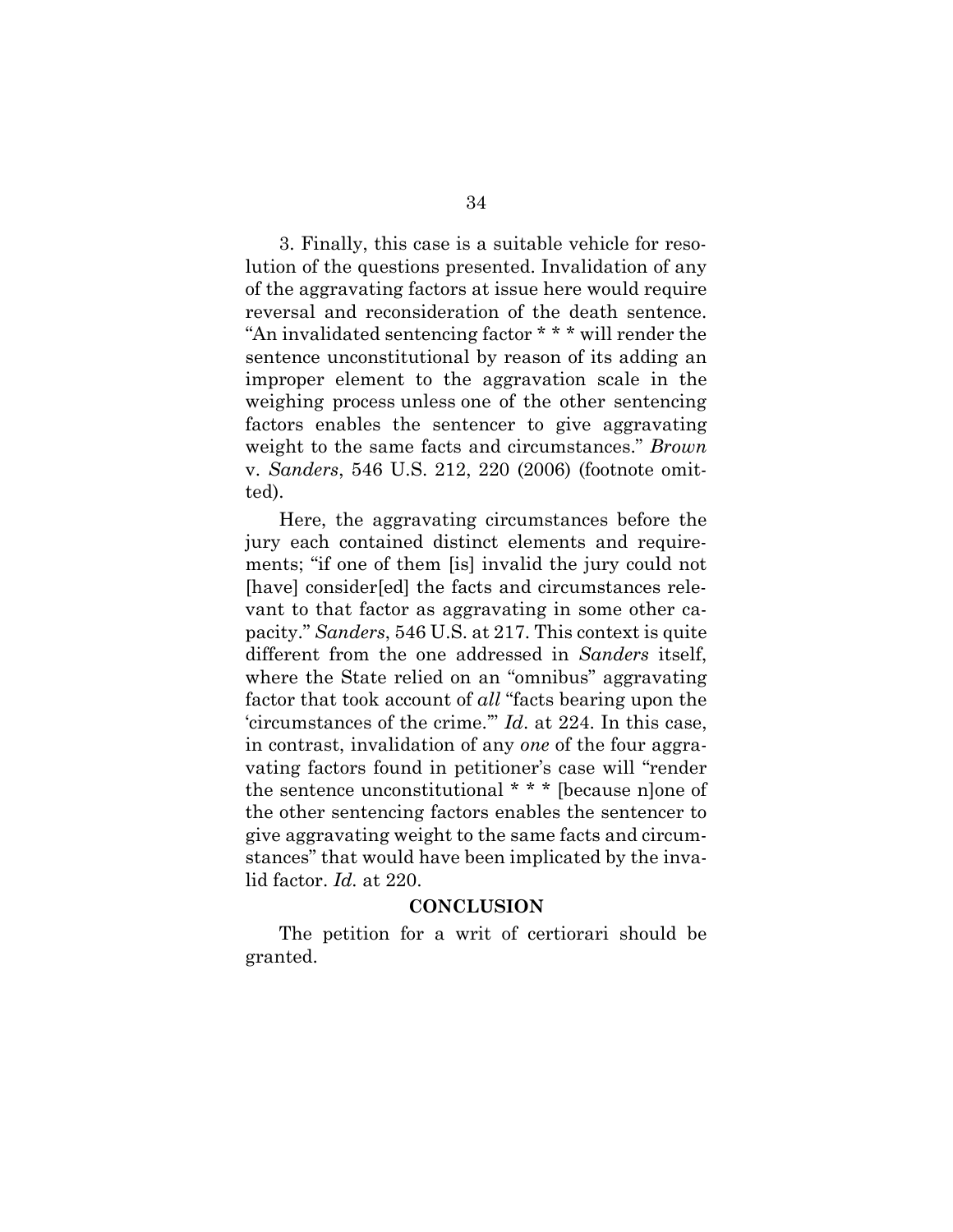3. Finally, this case is a suitable vehicle for resolution of the questions presented. Invalidation of any of the aggravating factors at issue here would require reversal and reconsideration of the death sentence. "An invalidated sentencing factor * * * will render the sentence unconstitutional by reason of its adding an improper element to the aggravation scale in the weighing process unless one of the other sentencing factors enables the sentencer to give aggravating weight to the same facts and circumstances." *Brown* v. *Sanders*, 546 U.S. 212, 220 (2006) (footnote omitted).

Here, the aggravating circumstances before the jury each contained distinct elements and requirements; "if one of them [is] invalid the jury could not [have] consider[ed] the facts and circumstances relevant to that factor as aggravating in some other capacity." *Sanders*, 546 U.S. at 217. This context is quite different from the one addressed in *Sanders* itself, where the State relied on an "omnibus" aggravating factor that took account of *all* "facts bearing upon the 'circumstances of the crime.'" *Id*. at 224. In this case, in contrast, invalidation of any *one* of the four aggravating factors found in petitioner's case will "render the sentence unconstitutional * * * [because n]one of the other sentencing factors enables the sentencer to give aggravating weight to the same facts and circumstances" that would have been implicated by the invalid factor. *Id.* at 220.

## CONCLUSION

The petition for a writ of certiorari should be granted.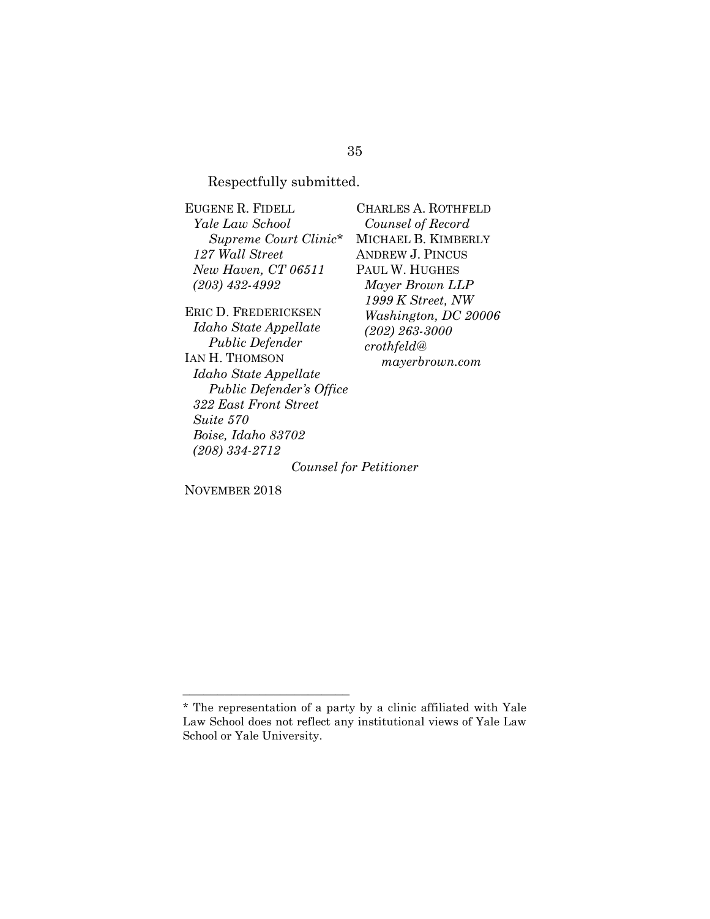Respectfully submitted.

EUGENE R. FIDELL
*Yale Law School*
*Supreme Court Clinic**
*127 Wall Street*
*New Haven, CT 06511*
*(203) 432-4992*

ERIC D. FREDERICKSEN
*Idaho State Appellate*
*Public Defender*
IAN H. THOMSON
*Idaho State Appellate*
*Public Defender's Office*
*322 East Front Street*
*Suite 570*
*Boise, Idaho 83702*
*(208) 334-2712*

CHARLES A. ROTHFELD
*Counsel of Record*
MICHAEL B. KIMBERLY
ANDREW J. PINCUS
PAUL W. HUGHES
*Mayer Brown LLP*
*1999 K Street, NW*
*Washington, DC 20006*
*(202) 263-3000*
*crothfeld@mayerbrown.com*

*Counsel for Petitioner*

NOVEMBER 2018

---

* The representation of a party by a clinic affiliated with Yale Law School does not reflect any institutional views of Yale Law School or Yale University.